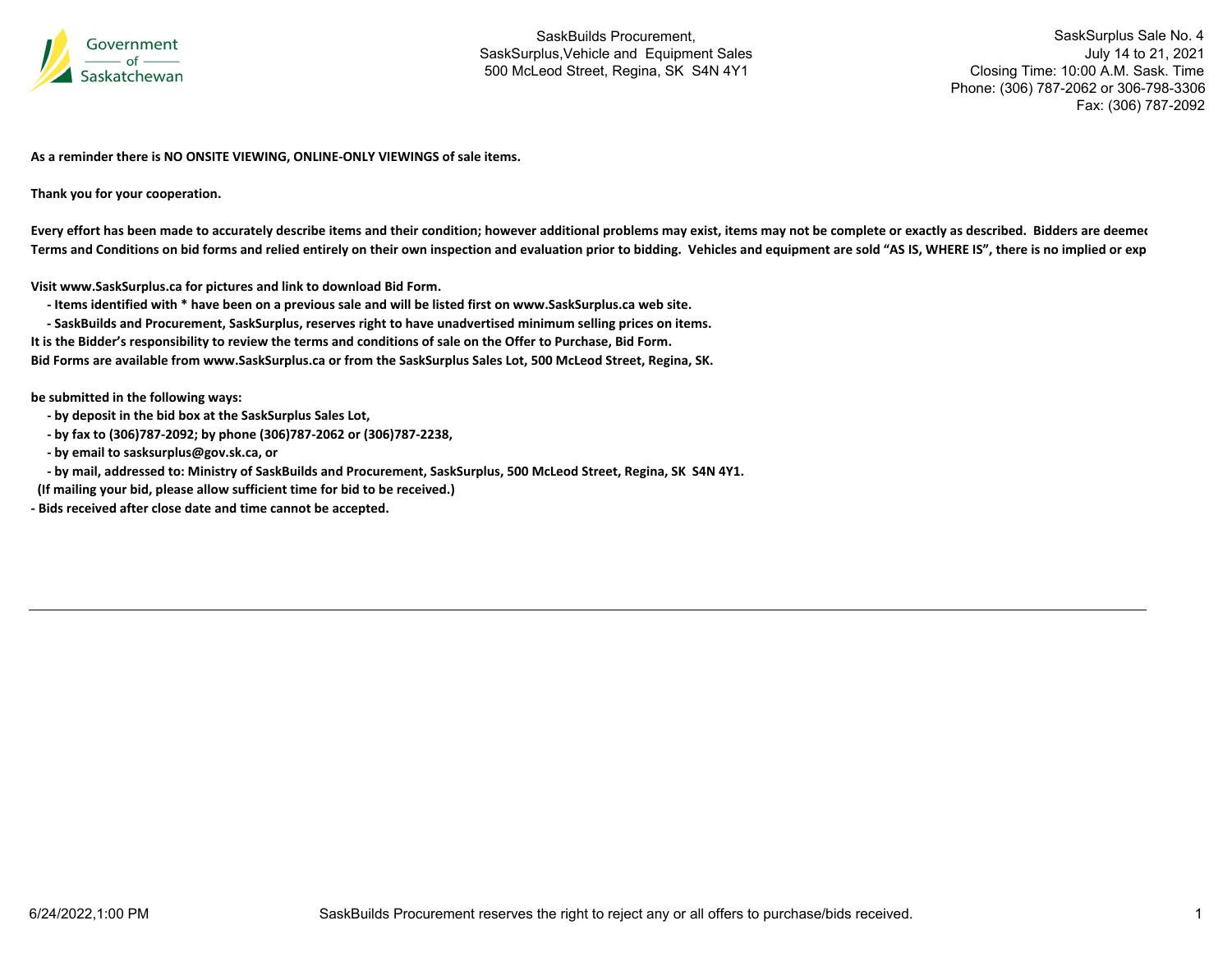Government of Saskatchewan

SaskBuilds Procurement,
SaskSurplus,Vehicle and Equipment Sales
500 McLeod Street, Regina, SK S4N 4Y1

SaskSurplus Sale No. 4
July 14 to 21, 2021
Closing Time: 10:00 A.M. Sask. Time
Phone: (306) 787-2062 or 306-798-3306
Fax: (306) 787-2092

**As a reminder there is NO ONSITE VIEWING, ONLINE-ONLY VIEWINGS of sale items.**

**Thank you for your cooperation.**

**Every effort has been made to accurately describe items and their condition; however additional problems may exist, items may not be complete or exactly as described. Bidders are deemed Terms and Conditions on bid forms and relied entirely on their own inspection and evaluation prior to bidding. Vehicles and equipment are sold "AS IS, WHERE IS", there is no implied or exp**

**Visit www.SaskSurplus.ca for pictures and link to download Bid Form.**

- **Items identified with * have been on a previous sale and will be listed first on www.SaskSurplus.ca web site.**
- **SaskBuilds and Procurement, SaskSurplus, reserves right to have unadvertised minimum selling prices on items.**

**It is the Bidder's responsibility to review the terms and conditions of sale on the Offer to Purchase, Bid Form.**
**Bid Forms are available from www.SaskSurplus.ca or from the SaskSurplus Sales Lot, 500 McLeod Street, Regina, SK.**

**be submitted in the following ways:**

- **by deposit in the bid box at the SaskSurplus Sales Lot,**
- **by fax to (306)787-2092; by phone (306)787-2062 or (306)787-2238,**
- **by email to sasksurplus@gov.sk.ca, or**
- **by mail, addressed to: Ministry of SaskBuilds and Procurement, SaskSurplus, 500 McLeod Street, Regina, SK S4N 4Y1.**

**(If mailing your bid, please allow sufficient time for bid to be received.)**

**- Bids received after close date and time cannot be accepted.**

SaskBuilds Procurement reserves the right to reject any or all offers to purchase/bids received.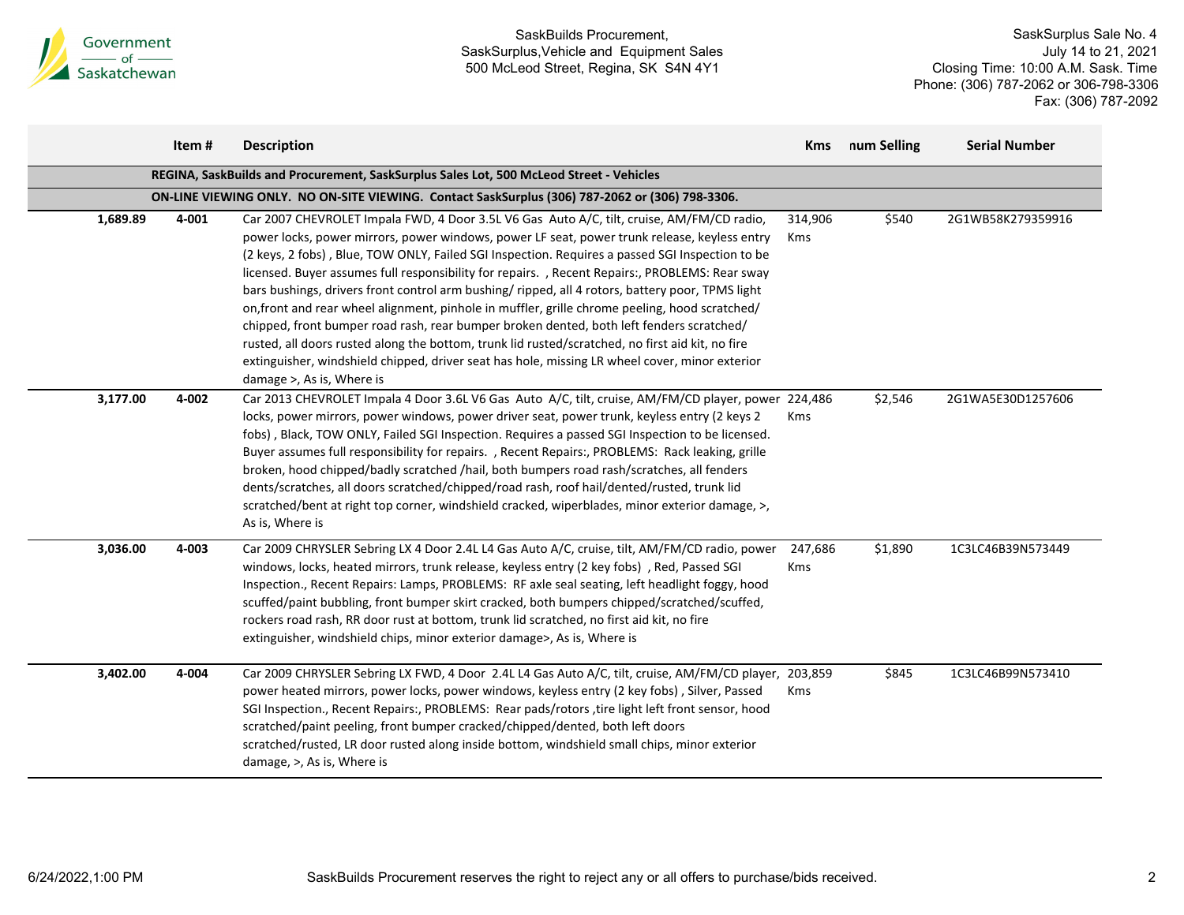| | Item # | Description | Kms | num Selling | Serial Number |
|---|---|---|---|---|---|
| | | **REGINA, SaskBuilds and Procurement, SaskSurplus Sales Lot, 500 McLeod Street - Vehicles** | | | |
| | | **ON-LINE VIEWING ONLY. NO ON-SITE VIEWING. Contact SaskSurplus (306) 787-2062 or (306) 798-3306.** | | | |
| **1,689.89** | **4-001** | Car 2007 CHEVROLET Impala FWD, 4 Door 3.5L V6 Gas Auto A/C, tilt, cruise, AM/FM/CD radio, power locks, power mirrors, power windows, power LF seat, power trunk release, keyless entry (2 keys, 2 fobs) , Blue, TOW ONLY, Failed SGI Inspection. Requires a passed SGI Inspection to be licensed. Buyer assumes full responsibility for repairs. , Recent Repairs:, PROBLEMS: Rear sway bars bushings, drivers front control arm bushing/ ripped, all 4 rotors, battery poor, TPMS light on,front and rear wheel alignment, pinhole in muffler, grille chrome peeling, hood scratched/ chipped, front bumper road rash, rear bumper broken dented, both left fenders scratched/ rusted, all doors rusted along the bottom, trunk lid rusted/scratched, no first aid kit, no fire extinguisher, windshield chipped, driver seat has hole, missing LR wheel cover, minor exterior damage >, As is, Where is | 314,906 Kms | $540 | 2G1WB58K279359916 |
| **3,177.00** | **4-002** | Car 2013 CHEVROLET Impala 4 Door 3.6L V6 Gas Auto A/C, tilt, cruise, AM/FM/CD player, power locks, power mirrors, power windows, power driver seat, power trunk, keyless entry (2 keys 2 fobs) , Black, TOW ONLY, Failed SGI Inspection. Requires a passed SGI Inspection to be licensed. Buyer assumes full responsibility for repairs. , Recent Repairs:, PROBLEMS: Rack leaking, grille broken, hood chipped/badly scratched /hail, both bumpers road rash/scratches, all fenders dents/scratches, all doors scratched/chipped/road rash, roof hail/dented/rusted, trunk lid scratched/bent at right top corner, windshield cracked, wiperblades, minor exterior damage, >, As is, Where is | 224,486 Kms | $2,546 | 2G1WA5E30D1257606 |
| **3,036.00** | **4-003** | Car 2009 CHRYSLER Sebring LX 4 Door 2.4L L4 Gas Auto A/C, cruise, tilt, AM/FM/CD radio, power windows, locks, heated mirrors, trunk release, keyless entry (2 key fobs) , Red, Passed SGI Inspection., Recent Repairs: Lamps, PROBLEMS: RF axle seal seating, left headlight foggy, hood scuffed/paint bubbling, front bumper skirt cracked, both bumpers chipped/scratched/scuffed, rockers road rash, RR door rust at bottom, trunk lid scratched, no first aid kit, no fire extinguisher, windshield chips, minor exterior damage>, As is, Where is | 247,686 Kms | $1,890 | 1C3LC46B39N573449 |
| **3,402.00** | **4-004** | Car 2009 CHRYSLER Sebring LX FWD, 4 Door 2.4L L4 Gas Auto A/C, tilt, cruise, AM/FM/CD player, power heated mirrors, power locks, power windows, keyless entry (2 key fobs) , Silver, Passed SGI Inspection., Recent Repairs:, PROBLEMS: Rear pads/rotors ,tire light left front sensor, hood scratched/paint peeling, front bumper cracked/chipped/dented, both left doors scratched/rusted, LR door rusted along inside bottom, windshield small chips, minor exterior damage, >, As is, Where is | 203,859 Kms | $845 | 1C3LC46B99N573410 |

SaskBuilds Procurement reserves the right to reject any or all offers to purchase/bids received.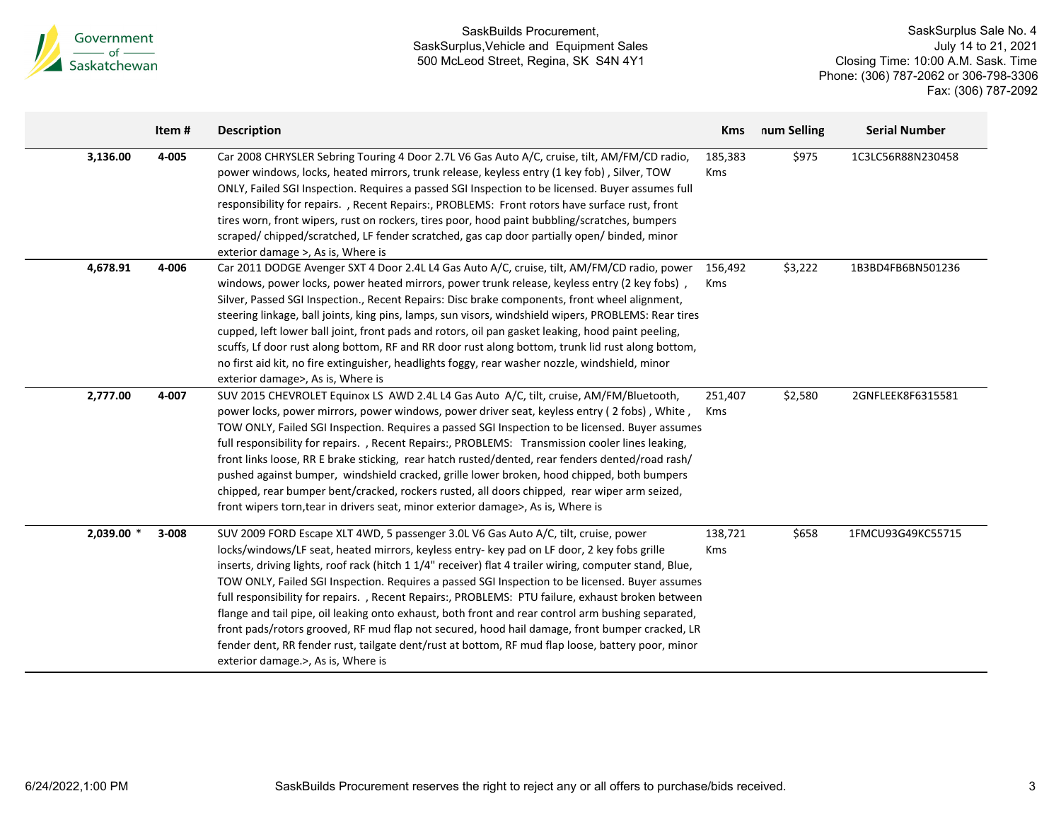| | Item # | Description | Kms | num Selling | Serial Number |
|---|---|---|---|---|---|
| 3,136.00 | 4-005 | Car 2008 CHRYSLER Sebring Touring 4 Door 2.7L V6 Gas Auto A/C, cruise, tilt, AM/FM/CD radio, power windows, locks, heated mirrors, trunk release, keyless entry (1 key fob) , Silver, TOW ONLY, Failed SGI Inspection. Requires a passed SGI Inspection to be licensed. Buyer assumes full responsibility for repairs. , Recent Repairs:, PROBLEMS: Front rotors have surface rust, front tires worn, front wipers, rust on rockers, tires poor, hood paint bubbling/scratches, bumpers scraped/ chipped/scratched, LF fender scratched, gas cap door partially open/ binded, minor exterior damage >, As is, Where is | 185,383 Kms | $975 | 1C3LC56R88N230458 |
| 4,678.91 | 4-006 | Car 2011 DODGE Avenger SXT 4 Door 2.4L L4 Gas Auto A/C, cruise, tilt, AM/FM/CD radio, power windows, power locks, power heated mirrors, power trunk release, keyless entry (2 key fobs) , Silver, Passed SGI Inspection., Recent Repairs: Disc brake components, front wheel alignment, steering linkage, ball joints, king pins, lamps, sun visors, windshield wipers, PROBLEMS: Rear tires cupped, left lower ball joint, front pads and rotors, oil pan gasket leaking, hood paint peeling, scuffs, Lf door rust along bottom, RF and RR door rust along bottom, trunk lid rust along bottom, no first aid kit, no fire extinguisher, headlights foggy, rear washer nozzle, windshield, minor exterior damage>, As is, Where is | 156,492 Kms | $3,222 | 1B3BD4FB6BN501236 |
| 2,777.00 | 4-007 | SUV 2015 CHEVROLET Equinox LS AWD 2.4L L4 Gas Auto A/C, tilt, cruise, AM/FM/Bluetooth, power locks, power mirrors, power windows, power driver seat, keyless entry ( 2 fobs) , White , TOW ONLY, Failed SGI Inspection. Requires a passed SGI Inspection to be licensed. Buyer assumes full responsibility for repairs. , Recent Repairs:, PROBLEMS: Transmission cooler lines leaking, front links loose, RR E brake sticking, rear hatch rusted/dented, rear fenders dented/road rash/ pushed against bumper, windshield cracked, grille lower broken, hood chipped, both bumpers chipped, rear bumper bent/cracked, rockers rusted, all doors chipped, rear wiper arm seized, front wipers torn,tear in drivers seat, minor exterior damage>, As is, Where is | 251,407 Kms | $2,580 | 2GNFLEEK8F6315581 |
| 2,039.00 * | 3-008 | SUV 2009 FORD Escape XLT 4WD, 5 passenger 3.0L V6 Gas Auto A/C, tilt, cruise, power locks/windows/LF seat, heated mirrors, keyless entry- key pad on LF door, 2 key fobs grille inserts, driving lights, roof rack (hitch 1 1/4" receiver) flat 4 trailer wiring, computer stand, Blue, TOW ONLY, Failed SGI Inspection. Requires a passed SGI Inspection to be licensed. Buyer assumes full responsibility for repairs. , Recent Repairs:, PROBLEMS: PTU failure, exhaust broken between flange and tail pipe, oil leaking onto exhaust, both front and rear control arm bushing separated, front pads/rotors grooved, RF mud flap not secured, hood hail damage, front bumper cracked, LR fender dent, RR fender rust, tailgate dent/rust at bottom, RF mud flap loose, battery poor, minor exterior damage.>, As is, Where is | 138,721 Kms | $658 | 1FMCU93G49KC55715 |

SaskBuilds Procurement reserves the right to reject any or all offers to purchase/bids received.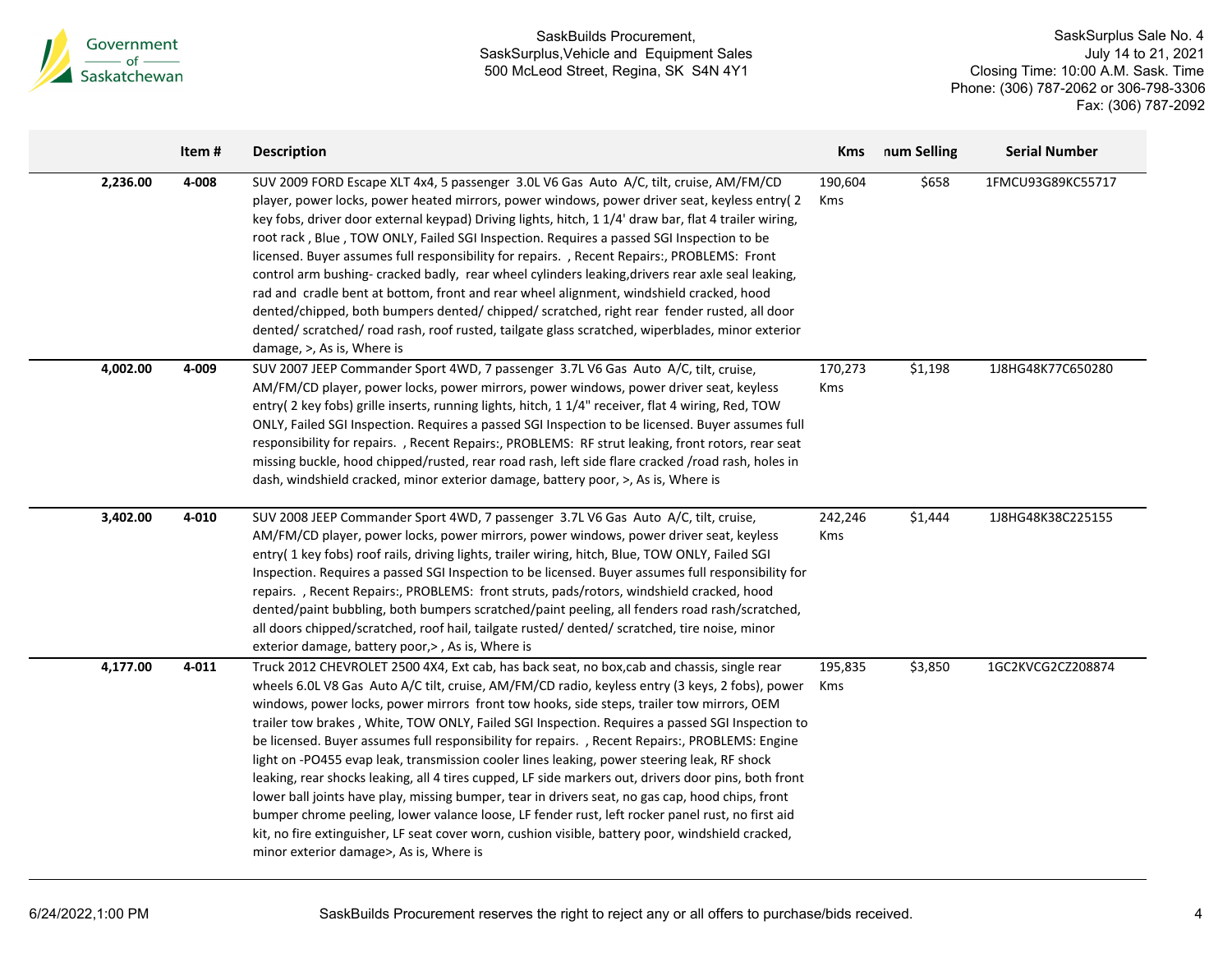| | Item # | Description | Kms | num Selling | Serial Number |
|---|---|---|---|---|---|
| 2,236.00 | 4-008 | SUV 2009 FORD Escape XLT 4x4, 5 passenger 3.0L V6 Gas Auto A/C, tilt, cruise, AM/FM/CD player, power locks, power heated mirrors, power windows, power driver seat, keyless entry( 2 key fobs, driver door external keypad) Driving lights, hitch, 1 1/4' draw bar, flat 4 trailer wiring, root rack , Blue , TOW ONLY, Failed SGI Inspection. Requires a passed SGI Inspection to be licensed. Buyer assumes full responsibility for repairs. , Recent Repairs:, PROBLEMS: Front control arm bushing- cracked badly, rear wheel cylinders leaking,drivers rear axle seal leaking, rad and cradle bent at bottom, front and rear wheel alignment, windshield cracked, hood dented/chipped, both bumpers dented/ chipped/ scratched, right rear fender rusted, all door dented/ scratched/ road rash, roof rusted, tailgate glass scratched, wiperblades, minor exterior damage, >, As is, Where is | 190,604 Kms | $658 | 1FMCU93G89KC55717 |
| 4,002.00 | 4-009 | SUV 2007 JEEP Commander Sport 4WD, 7 passenger 3.7L V6 Gas Auto A/C, tilt, cruise, AM/FM/CD player, power locks, power mirrors, power windows, power driver seat, keyless entry( 2 key fobs) grille inserts, running lights, hitch, 1 1/4" receiver, flat 4 wiring, Red, TOW ONLY, Failed SGI Inspection. Requires a passed SGI Inspection to be licensed. Buyer assumes full responsibility for repairs. , Recent Repairs:, PROBLEMS: RF strut leaking, front rotors, rear seat missing buckle, hood chipped/rusted, rear road rash, left side flare cracked /road rash, holes in dash, windshield cracked, minor exterior damage, battery poor, >, As is, Where is | 170,273 Kms | $1,198 | 1J8HG48K77C650280 |
| 3,402.00 | 4-010 | SUV 2008 JEEP Commander Sport 4WD, 7 passenger 3.7L V6 Gas Auto A/C, tilt, cruise, AM/FM/CD player, power locks, power mirrors, power windows, power driver seat, keyless entry( 1 key fobs) roof rails, driving lights, trailer wiring, hitch, Blue, TOW ONLY, Failed SGI Inspection. Requires a passed SGI Inspection to be licensed. Buyer assumes full responsibility for repairs. , Recent Repairs:, PROBLEMS: front struts, pads/rotors, windshield cracked, hood dented/paint bubbling, both bumpers scratched/paint peeling, all fenders road rash/scratched, all doors chipped/scratched, roof hail, tailgate rusted/ dented/ scratched, tire noise, minor exterior damage, battery poor,> , As is, Where is | 242,246 Kms | $1,444 | 1J8HG48K38C225155 |
| 4,177.00 | 4-011 | Truck 2012 CHEVROLET 2500 4X4, Ext cab, has back seat, no box,cab and chassis, single rear wheels 6.0L V8 Gas Auto A/C tilt, cruise, AM/FM/CD radio, keyless entry (3 keys, 2 fobs), power windows, power locks, power mirrors front tow hooks, side steps, trailer tow mirrors, OEM trailer tow brakes , White, TOW ONLY, Failed SGI Inspection. Requires a passed SGI Inspection to be licensed. Buyer assumes full responsibility for repairs. , Recent Repairs:, PROBLEMS: Engine light on -PO455 evap leak, transmission cooler lines leaking, power steering leak, RF shock leaking, rear shocks leaking, all 4 tires cupped, LF side markers out, drivers door pins, both front lower ball joints have play, missing bumper, tear in drivers seat, no gas cap, hood chips, front bumper chrome peeling, lower valance loose, LF fender rust, left rocker panel rust, no first aid kit, no fire extinguisher, LF seat cover worn, cushion visible, battery poor, windshield cracked, minor exterior damage>, As is, Where is | 195,835 Kms | $3,850 | 1GC2KVCG2CZ208874 |

SaskBuilds Procurement reserves the right to reject any or all offers to purchase/bids received.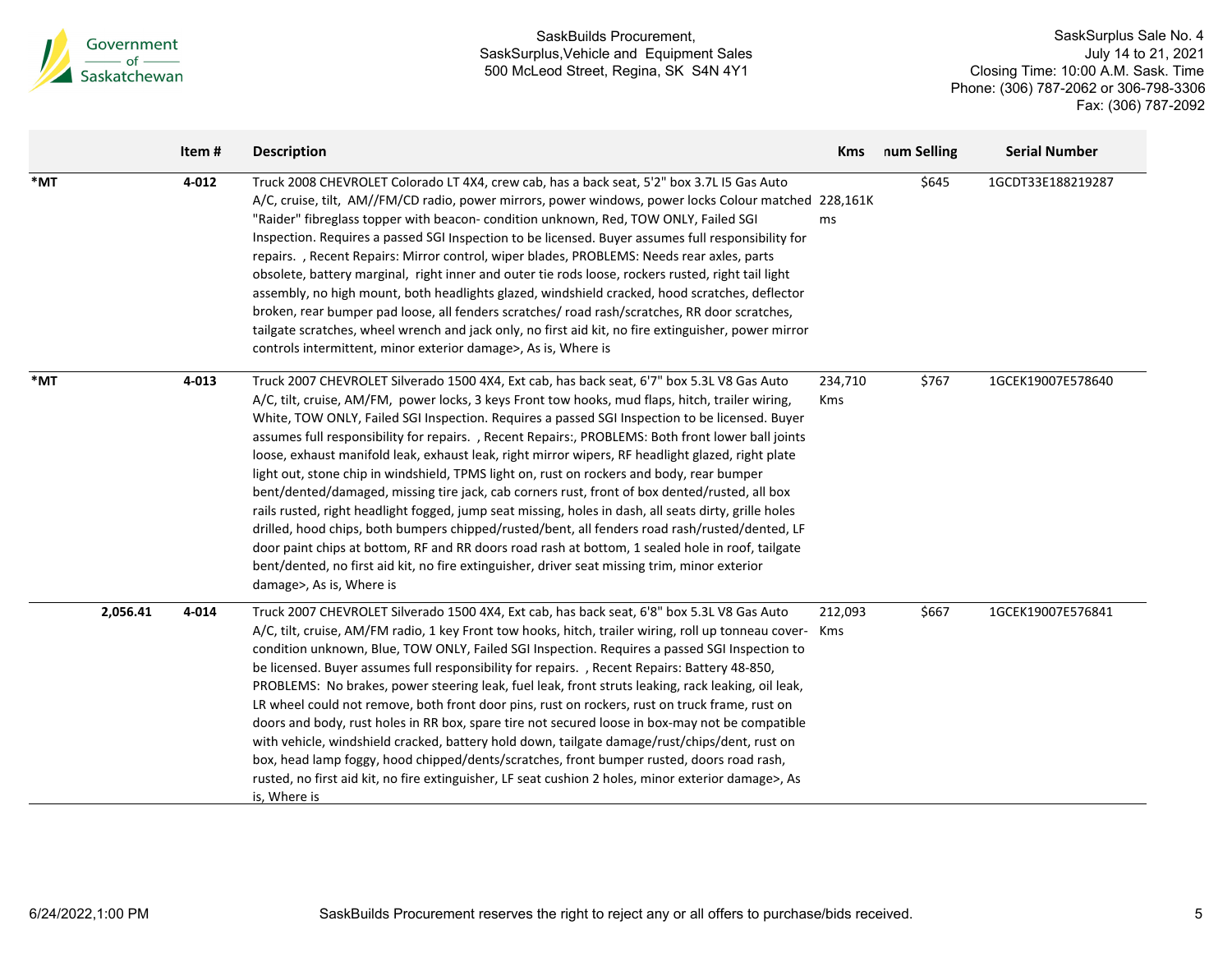| | Item # | Description | Kms | num Selling | Serial Number |
|---|---|---|---|---|---|
| *MT | 4-012 | Truck 2008 CHEVROLET Colorado LT 4X4, crew cab, has a back seat, 5'2" box 3.7L I5 Gas Auto A/C, cruise, tilt, AM//FM/CD radio, power mirrors, power windows, power locks Colour matched "Raider" fibreglass topper with beacon- condition unknown, Red, TOW ONLY, Failed SGI Inspection. Requires a passed SGI Inspection to be licensed. Buyer assumes full responsibility for repairs. , Recent Repairs: Mirror control, wiper blades, PROBLEMS: Needs rear axles, parts obsolete, battery marginal, right inner and outer tie rods loose, rockers rusted, right tail light assembly, no high mount, both headlights glazed, windshield cracked, hood scratches, deflector broken, rear bumper pad loose, all fenders scratches/ road rash/scratches, RR door scratches, tailgate scratches, wheel wrench and jack only, no first aid kit, no fire extinguisher, power mirror controls intermittent, minor exterior damage>, As is, Where is | 228,161Kms | $645 | 1GCDT33E188219287 |
| *MT | 4-013 | Truck 2007 CHEVROLET Silverado 1500 4X4, Ext cab, has back seat, 6'7" box 5.3L V8 Gas Auto A/C, tilt, cruise, AM/FM, power locks, 3 keys Front tow hooks, mud flaps, hitch, trailer wiring, White, TOW ONLY, Failed SGI Inspection. Requires a passed SGI Inspection to be licensed. Buyer assumes full responsibility for repairs. , Recent Repairs:, PROBLEMS: Both front lower ball joints loose, exhaust manifold leak, exhaust leak, right mirror wipers, RF headlight glazed, right plate light out, stone chip in windshield, TPMS light on, rust on rockers and body, rear bumper bent/dented/damaged, missing tire jack, cab corners rust, front of box dented/rusted, all box rails rusted, right headlight fogged, jump seat missing, holes in dash, all seats dirty, grille holes drilled, hood chips, both bumpers chipped/rusted/bent, all fenders road rash/rusted/dented, LF door paint chips at bottom, RF and RR doors road rash at bottom, 1 sealed hole in roof, tailgate bent/dented, no first aid kit, no fire extinguisher, driver seat missing trim, minor exterior damage>, As is, Where is | 234,710 Kms | $767 | 1GCEK19007E578640 |
| 2,056.41 | 4-014 | Truck 2007 CHEVROLET Silverado 1500 4X4, Ext cab, has back seat, 6'8" box 5.3L V8 Gas Auto A/C, tilt, cruise, AM/FM radio, 1 key Front tow hooks, hitch, trailer wiring, roll up tonneau cover-condition unknown, Blue, TOW ONLY, Failed SGI Inspection. Requires a passed SGI Inspection to be licensed. Buyer assumes full responsibility for repairs. , Recent Repairs: Battery 48-850, PROBLEMS: No brakes, power steering leak, fuel leak, front struts leaking, rack leaking, oil leak, LR wheel could not remove, both front door pins, rust on rockers, rust on truck frame, rust on doors and body, rust holes in RR box, spare tire not secured loose in box-may not be compatible with vehicle, windshield cracked, battery hold down, tailgate damage/rust/chips/dent, rust on box, head lamp foggy, hood chipped/dents/scratches, front bumper rusted, doors road rash, rusted, no first aid kit, no fire extinguisher, LF seat cushion 2 holes, minor exterior damage>, As is, Where is | 212,093 Kms | $667 | 1GCEK19007E576841 |

SaskBuilds Procurement reserves the right to reject any or all offers to purchase/bids received.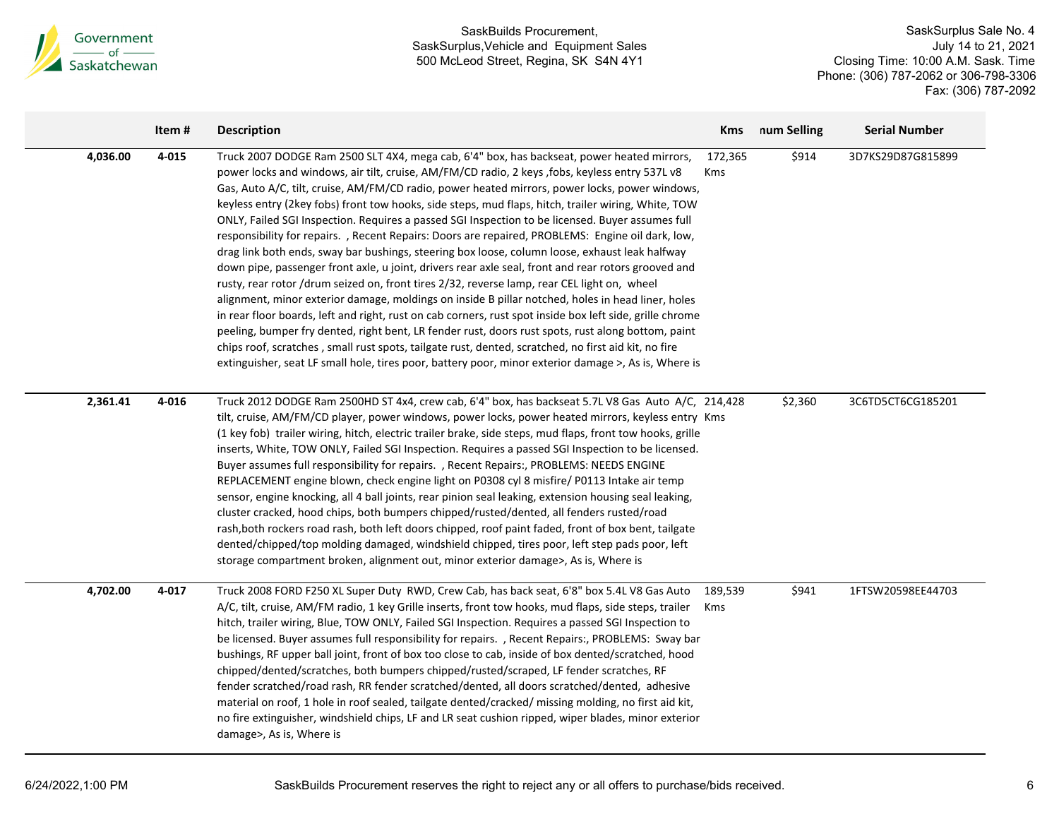| | Item # | Description | Kms | num Selling | Serial Number |
|---|---|---|---|---|---|
| 4,036.00 | 4-015 | Truck 2007 DODGE Ram 2500 SLT 4X4, mega cab, 6'4" box, has backseat, power heated mirrors, power locks and windows, air tilt, cruise, AM/FM/CD radio, 2 keys ,fobs, keyless entry 537L v8 Gas, Auto A/C, tilt, cruise, AM/FM/CD radio, power heated mirrors, power locks, power windows, keyless entry (2key fobs) front tow hooks, side steps, mud flaps, hitch, trailer wiring, White, TOW ONLY, Failed SGI Inspection. Requires a passed SGI Inspection to be licensed. Buyer assumes full responsibility for repairs. , Recent Repairs: Doors are repaired, PROBLEMS: Engine oil dark, low, drag link both ends, sway bar bushings, steering box loose, column loose, exhaust leak halfway down pipe, passenger front axle, u joint, drivers rear axle seal, front and rear rotors grooved and rusty, rear rotor /drum seized on, front tires 2/32, reverse lamp, rear CEL light on, wheel alignment, minor exterior damage, moldings on inside B pillar notched, holes in head liner, holes in rear floor boards, left and right, rust on cab corners, rust spot inside box left side, grille chrome peeling, bumper fry dented, right bent, LR fender rust, doors rust spots, rust along bottom, paint chips roof, scratches , small rust spots, tailgate rust, dented, scratched, no first aid kit, no fire extinguisher, seat LF small hole, tires poor, battery poor, minor exterior damage >, As is, Where is | 172,365 Kms | $914 | 3D7KS29D87G815899 |
| 2,361.41 | 4-016 | Truck 2012 DODGE Ram 2500HD ST 4x4, crew cab, 6'4" box, has backseat 5.7L V8 Gas Auto A/C, tilt, cruise, AM/FM/CD player, power windows, power locks, power heated mirrors, keyless entry (1 key fob) trailer wiring, hitch, electric trailer brake, side steps, mud flaps, front tow hooks, grille inserts, White, TOW ONLY, Failed SGI Inspection. Requires a passed SGI Inspection to be licensed. Buyer assumes full responsibility for repairs. , Recent Repairs:, PROBLEMS: NEEDS ENGINE REPLACEMENT engine blown, check engine light on P0308 cyl 8 misfire/ P0113 Intake air temp sensor, engine knocking, all 4 ball joints, rear pinion seal leaking, extension housing seal leaking, cluster cracked, hood chips, both bumpers chipped/rusted/dented, all fenders rusted/road rash,both rockers road rash, both left doors chipped, roof paint faded, front of box bent, tailgate dented/chipped/top molding damaged, windshield chipped, tires poor, left step pads poor, left storage compartment broken, alignment out, minor exterior damage>, As is, Where is | 214,428 Kms | $2,360 | 3C6TD5CT6CG185201 |
| 4,702.00 | 4-017 | Truck 2008 FORD F250 XL Super Duty RWD, Crew Cab, has back seat, 6'8" box 5.4L V8 Gas Auto A/C, tilt, cruise, AM/FM radio, 1 key Grille inserts, front tow hooks, mud flaps, side steps, trailer hitch, trailer wiring, Blue, TOW ONLY, Failed SGI Inspection. Requires a passed SGI Inspection to be licensed. Buyer assumes full responsibility for repairs. , Recent Repairs:, PROBLEMS: Sway bar bushings, RF upper ball joint, front of box too close to cab, inside of box dented/scratched, hood chipped/dented/scratches, both bumpers chipped/rusted/scraped, LF fender scratches, RF fender scratched/road rash, RR fender scratched/dented, all doors scratched/dented, adhesive material on roof, 1 hole in roof sealed, tailgate dented/cracked/ missing molding, no first aid kit, no fire extinguisher, windshield chips, LF and LR seat cushion ripped, wiper blades, minor exterior damage>, As is, Where is | 189,539 Kms | $941 | 1FTSW20598EE44703 |

SaskBuilds Procurement reserves the right to reject any or all offers to purchase/bids received.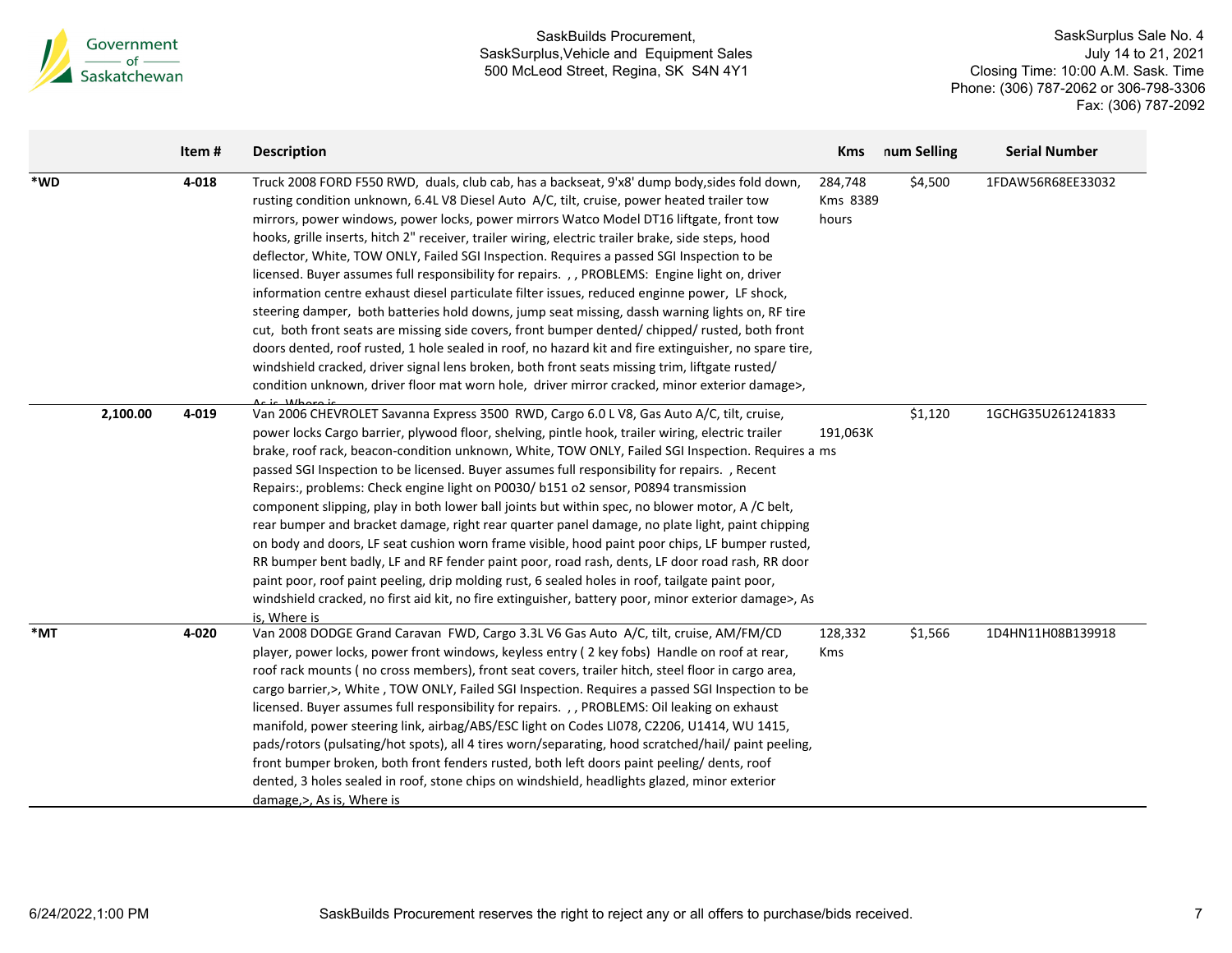| | | Item # | Description | Kms | num Selling | Serial Number |
|---|---|---|---|---|---|---|
| *WD | | 4-018 | Truck 2008 FORD F550 RWD, duals, club cab, has a backseat, 9'x8' dump body,sides fold down, rusting condition unknown, 6.4L V8 Diesel Auto A/C, tilt, cruise, power heated trailer tow mirrors, power windows, power locks, power mirrors Watco Model DT16 liftgate, front tow hooks, grille inserts, hitch 2" receiver, trailer wiring, electric trailer brake, side steps, hood deflector, White, TOW ONLY, Failed SGI Inspection. Requires a passed SGI Inspection to be licensed. Buyer assumes full responsibility for repairs. , , PROBLEMS: Engine light on, driver information centre exhaust diesel particulate filter issues, reduced enginne power, LF shock, steering damper, both batteries hold downs, jump seat missing, dassh warning lights on, RF tire cut, both front seats are missing side covers, front bumper dented/ chipped/ rusted, both front doors dented, roof rusted, 1 hole sealed in roof, no hazard kit and fire extinguisher, no spare tire, windshield cracked, driver signal lens broken, both front seats missing trim, liftgate rusted/ condition unknown, driver floor mat worn hole, driver mirror cracked, minor exterior damage>, As is, Where is | 284,748 Kms 8389 hours | $4,500 | 1FDAW56R68EE33032 |
| | 2,100.00 | 4-019 | Van 2006 CHEVROLET Savanna Express 3500 RWD, Cargo 6.0 L V8, Gas Auto A/C, tilt, cruise, power locks Cargo barrier, plywood floor, shelving, pintle hook, trailer wiring, electric trailer brake, roof rack, beacon-condition unknown, White, TOW ONLY, Failed SGI Inspection. Requires a passed SGI Inspection to be licensed. Buyer assumes full responsibility for repairs. , Recent Repairs:, problems: Check engine light on P0030/ b151 o2 sensor, P0894 transmission component slipping, play in both lower ball joints but within spec, no blower motor, A /C belt, rear bumper and bracket damage, right rear quarter panel damage, no plate light, paint chipping on body and doors, LF seat cushion worn frame visible, hood paint poor chips, LF bumper rusted, RR bumper bent badly, LF and RF fender paint poor, road rash, dents, LF door road rash, RR door paint poor, roof paint peeling, drip molding rust, 6 sealed holes in roof, tailgate paint poor, windshield cracked, no first aid kit, no fire extinguisher, battery poor, minor exterior damage>, As is, Where is | 191,063Kms | $1,120 | 1GCHG35U261241833 |
| *MT | | 4-020 | Van 2008 DODGE Grand Caravan FWD, Cargo 3.3L V6 Gas Auto A/C, tilt, cruise, AM/FM/CD player, power locks, power front windows, keyless entry ( 2 key fobs) Handle on roof at rear, roof rack mounts ( no cross members), front seat covers, trailer hitch, steel floor in cargo area, cargo barrier,>, White , TOW ONLY, Failed SGI Inspection. Requires a passed SGI Inspection to be licensed. Buyer assumes full responsibility for repairs. , , PROBLEMS: Oil leaking on exhaust manifold, power steering link, airbag/ABS/ESC light on Codes LI078, C2206, U1414, WU 1415, pads/rotors (pulsating/hot spots), all 4 tires worn/separating, hood scratched/hail/ paint peeling, front bumper broken, both front fenders rusted, both left doors paint peeling/ dents, roof dented, 3 holes sealed in roof, stone chips on windshield, headlights glazed, minor exterior damage,>, As is, Where is | 128,332 Kms | $1,566 | 1D4HN11H08B139918 |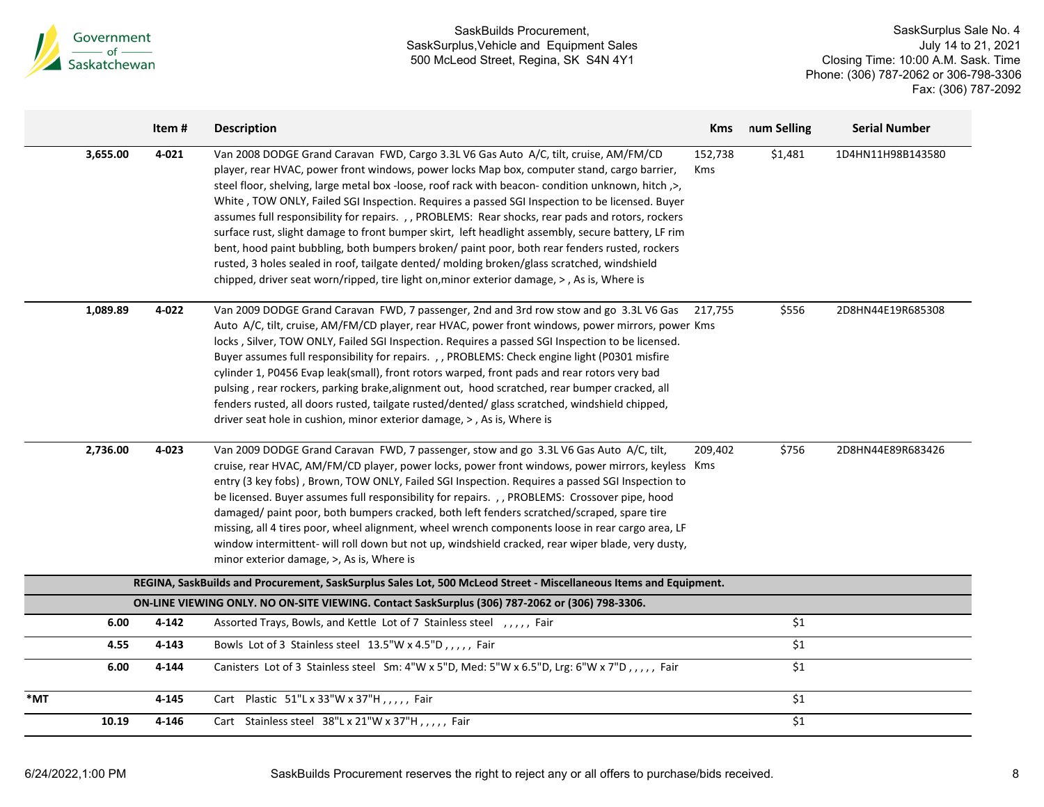| | Item # | Description | Kms | num Selling | Serial Number |
|---|---|---|---|---|---|
| 3,655.00 | 4-021 | Van 2008 DODGE Grand Caravan FWD, Cargo 3.3L V6 Gas Auto A/C, tilt, cruise, AM/FM/CD player, rear HVAC, power front windows, power locks Map box, computer stand, cargo barrier, steel floor, shelving, large metal box -loose, roof rack with beacon- condition unknown, hitch ,>, White , TOW ONLY, Failed SGI Inspection. Requires a passed SGI Inspection to be licensed. Buyer assumes full responsibility for repairs. , , PROBLEMS: Rear shocks, rear pads and rotors, rockers surface rust, slight damage to front bumper skirt, left headlight assembly, secure battery, LF rim bent, hood paint bubbling, both bumpers broken/ paint poor, both rear fenders rusted, rockers rusted, 3 holes sealed in roof, tailgate dented/ molding broken/glass scratched, windshield chipped, driver seat worn/ripped, tire light on,minor exterior damage, > , As is, Where is | 152,738 Kms | $1,481 | 1D4HN11H98B143580 |
| 1,089.89 | 4-022 | Van 2009 DODGE Grand Caravan FWD, 7 passenger, 2nd and 3rd row stow and go 3.3L V6 Gas Auto A/C, tilt, cruise, AM/FM/CD player, rear HVAC, power front windows, power mirrors, power locks , Silver, TOW ONLY, Failed SGI Inspection. Requires a passed SGI Inspection to be licensed. Buyer assumes full responsibility for repairs. , , PROBLEMS: Check engine light (P0301 misfire cylinder 1, P0456 Evap leak(small), front rotors warped, front pads and rear rotors very bad pulsing , rear rockers, parking brake,alignment out, hood scratched, rear bumper cracked, all fenders rusted, all doors rusted, tailgate rusted/dented/ glass scratched, windshield chipped, driver seat hole in cushion, minor exterior damage, > , As is, Where is | 217,755 Kms | $556 | 2D8HN44E19R685308 |
| 2,736.00 | 4-023 | Van 2009 DODGE Grand Caravan FWD, 7 passenger, stow and go 3.3L V6 Gas Auto A/C, tilt, cruise, rear HVAC, AM/FM/CD player, power locks, power front windows, power mirrors, keyless entry (3 key fobs) , Brown, TOW ONLY, Failed SGI Inspection. Requires a passed SGI Inspection to be licensed. Buyer assumes full responsibility for repairs. , , PROBLEMS: Crossover pipe, hood damaged/ paint poor, both bumpers cracked, both left fenders scratched/scraped, spare tire missing, all 4 tires poor, wheel alignment, wheel wrench components loose in rear cargo area, LF window intermittent- will roll down but not up, windshield cracked, rear wiper blade, very dusty, minor exterior damage, >, As is, Where is | 209,402 Kms | $756 | 2D8HN44E89R683426 |
| | | **REGINA, SaskBuilds and Procurement, SaskSurplus Sales Lot, 500 McLeod Street - Miscellaneous Items and Equipment.** | | | |
| | | **ON-LINE VIEWING ONLY. NO ON-SITE VIEWING. Contact SaskSurplus (306) 787-2062 or (306) 798-3306.** | | | |
| 6.00 | 4-142 | Assorted Trays, Bowls, and Kettle Lot of 7 Stainless steel , , , , , Fair | | $1 | |
| 4.55 | 4-143 | Bowls Lot of 3 Stainless steel 13.5"W x 4.5"D , , , , , Fair | | $1 | |
| 6.00 | 4-144 | Canisters Lot of 3 Stainless steel Sm: 4"W x 5"D, Med: 5"W x 6.5"D, Lrg: 6"W x 7"D , , , , , Fair | | $1 | |
| *MT | 4-145 | Cart Plastic 51"L x 33"W x 37"H , , , , , Fair | | $1 | |
| 10.19 | 4-146 | Cart Stainless steel 38"L x 21"W x 37"H , , , , , Fair | | $1 | |

SaskBuilds Procurement reserves the right to reject any or all offers to purchase/bids received.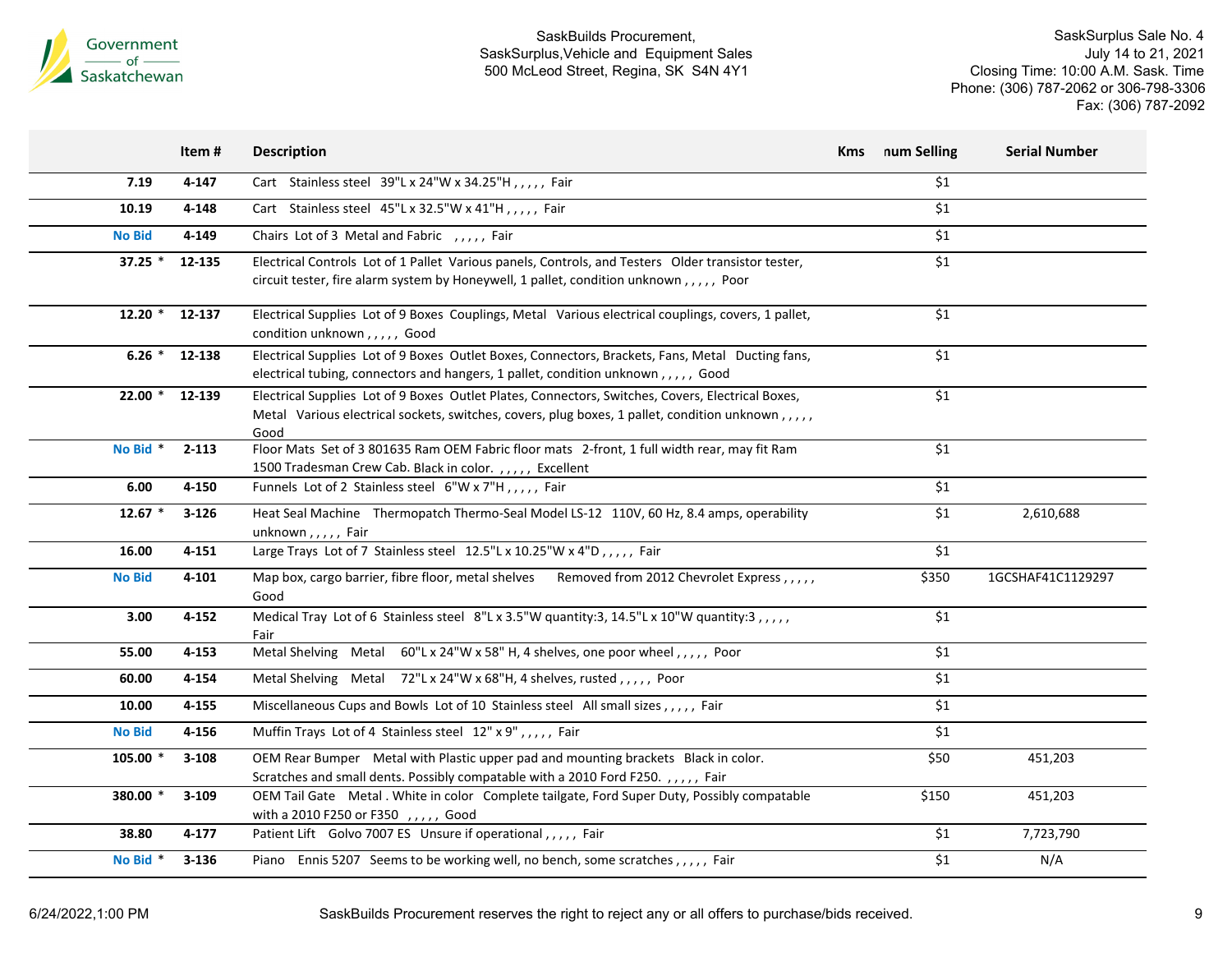| | Item # | Description | Kms | num Selling | Serial Number |
|---|---|---|---|---|---|
| 7.19 | 4-147 | Cart Stainless steel 39"L x 24"W x 34.25"H , , , , , Fair | | $1 | |
| 10.19 | 4-148 | Cart Stainless steel 45"L x 32.5"W x 41"H , , , , , Fair | | $1 | |
| No Bid | 4-149 | Chairs Lot of 3 Metal and Fabric , , , , , Fair | | $1 | |
| 37.25 * | 12-135 | Electrical Controls Lot of 1 Pallet Various panels, Controls, and Testers Older transistor tester, circuit tester, fire alarm system by Honeywell, 1 pallet, condition unknown , , , , , Poor | | $1 | |
| 12.20 * | 12-137 | Electrical Supplies Lot of 9 Boxes Couplings, Metal Various electrical couplings, covers, 1 pallet, condition unknown , , , , , Good | | $1 | |
| 6.26 * | 12-138 | Electrical Supplies Lot of 9 Boxes Outlet Boxes, Connectors, Brackets, Fans, Metal Ducting fans, electrical tubing, connectors and hangers, 1 pallet, condition unknown , , , , , Good | | $1 | |
| 22.00 * | 12-139 | Electrical Supplies Lot of 9 Boxes Outlet Plates, Connectors, Switches, Covers, Electrical Boxes, Metal Various electrical sockets, switches, covers, plug boxes, 1 pallet, condition unknown , , , , , Good | | $1 | |
| No Bid * | 2-113 | Floor Mats Set of 3 801635 Ram OEM Fabric floor mats 2-front, 1 full width rear, may fit Ram 1500 Tradesman Crew Cab. Black in color. , , , , , Excellent | | $1 | |
| 6.00 | 4-150 | Funnels Lot of 2 Stainless steel 6"W x 7"H , , , , , Fair | | $1 | |
| 12.67 * | 3-126 | Heat Seal Machine Thermopatch Thermo-Seal Model LS-12 110V, 60 Hz, 8.4 amps, operability unknown , , , , , Fair | | $1 | 2,610,688 |
| 16.00 | 4-151 | Large Trays Lot of 7 Stainless steel 12.5"L x 10.25"W x 4"D , , , , , Fair | | $1 | |
| No Bid | 4-101 | Map box, cargo barrier, fibre floor, metal shelves Removed from 2012 Chevrolet Express , , , , , Good | | $350 | 1GCSHAF41C1129297 |
| 3.00 | 4-152 | Medical Tray Lot of 6 Stainless steel 8"L x 3.5"W quantity:3, 14.5"L x 10"W quantity:3 , , , , , Fair | | $1 | |
| 55.00 | 4-153 | Metal Shelving Metal 60"L x 24"W x 58" H, 4 shelves, one poor wheel , , , , , Poor | | $1 | |
| 60.00 | 4-154 | Metal Shelving Metal 72"L x 24"W x 68"H, 4 shelves, rusted , , , , , Poor | | $1 | |
| 10.00 | 4-155 | Miscellaneous Cups and Bowls Lot of 10 Stainless steel All small sizes , , , , , Fair | | $1 | |
| No Bid | 4-156 | Muffin Trays Lot of 4 Stainless steel 12" x 9" , , , , , Fair | | $1 | |
| 105.00 * | 3-108 | OEM Rear Bumper Metal with Plastic upper pad and mounting brackets Black in color. Scratches and small dents. Possibly compatable with a 2010 Ford F250. , , , , , Fair | | $50 | 451,203 |
| 380.00 * | 3-109 | OEM Tail Gate Metal . White in color Complete tailgate, Ford Super Duty, Possibly compatable with a 2010 F250 or F350 , , , , , Good | | $150 | 451,203 |
| 38.80 | 4-177 | Patient Lift Golvo 7007 ES Unsure if operational , , , , , Fair | | $1 | 7,723,790 |
| No Bid * | 3-136 | Piano Ennis 5207 Seems to be working well, no bench, some scratches , , , , , Fair | | $1 | N/A |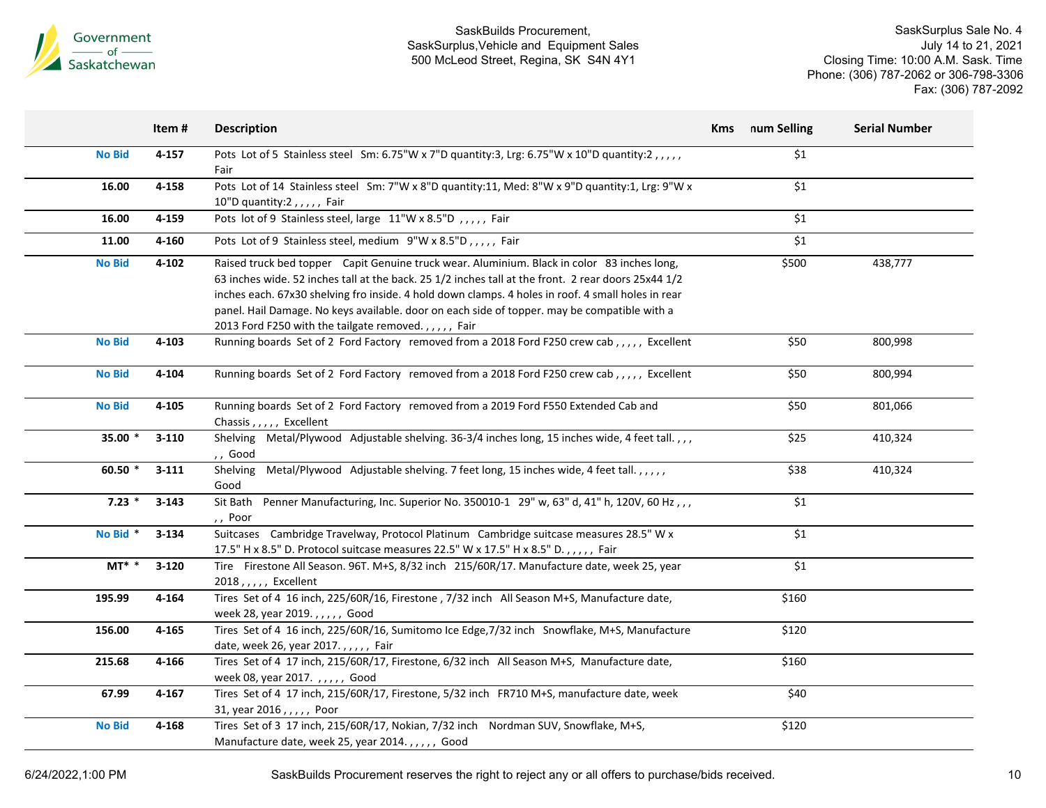| | Item # | Description | Kms | num Selling | Serial Number |
|---|---|---|---|---|---|
| No Bid | 4-157 | Pots Lot of 5 Stainless steel Sm: 6.75"W x 7"D quantity:3, Lrg: 6.75"W x 10"D quantity:2 , , , , , Fair | | $1 | |
| 16.00 | 4-158 | Pots Lot of 14 Stainless steel Sm: 7"W x 8"D quantity:11, Med: 8"W x 9"D quantity:1, Lrg: 9"W x 10"D quantity:2 , , , , , Fair | | $1 | |
| 16.00 | 4-159 | Pots lot of 9 Stainless steel, large 11"W x 8.5"D , , , , , Fair | | $1 | |
| 11.00 | 4-160 | Pots Lot of 9 Stainless steel, medium 9"W x 8.5"D , , , , , Fair | | $1 | |
| No Bid | 4-102 | Raised truck bed topper Capit Genuine truck wear. Aluminium. Black in color 83 inches long, 63 inches wide. 52 inches tall at the back. 25 1/2 inches tall at the front. 2 rear doors 25x44 1/2 inches each. 67x30 shelving fro inside. 4 hold down clamps. 4 holes in roof. 4 small holes in rear panel. Hail Damage. No keys available. door on each side of topper. may be compatible with a 2013 Ford F250 with the tailgate removed. , , , , , Fair | | $500 | 438,777 |
| No Bid | 4-103 | Running boards Set of 2 Ford Factory removed from a 2018 Ford F250 crew cab , , , , , Excellent | | $50 | 800,998 |
| No Bid | 4-104 | Running boards Set of 2 Ford Factory removed from a 2018 Ford F250 crew cab , , , , , Excellent | | $50 | 800,994 |
| No Bid | 4-105 | Running boards Set of 2 Ford Factory removed from a 2019 Ford F550 Extended Cab and Chassis , , , , , Excellent | | $50 | 801,066 |
| 35.00 * | 3-110 | Shelving Metal/Plywood Adjustable shelving. 36-3/4 inches long, 15 inches wide, 4 feet tall. , , , , , Good | | $25 | 410,324 |
| 60.50 * | 3-111 | Shelving Metal/Plywood Adjustable shelving. 7 feet long, 15 inches wide, 4 feet tall. , , , , , Good | | $38 | 410,324 |
| 7.23 * | 3-143 | Sit Bath Penner Manufacturing, Inc. Superior No. 350010-1 29" w, 63" d, 41" h, 120V, 60 Hz , , , , , Poor | | $1 | |
| No Bid * | 3-134 | Suitcases Cambridge Travelway, Protocol Platinum Cambridge suitcase measures 28.5" W x 17.5" H x 8.5" D. Protocol suitcase measures 22.5" W x 17.5" H x 8.5" D. , , , , , Fair | | $1 | |
| MT* * | 3-120 | Tire Firestone All Season. 96T. M+S, 8/32 inch 215/60R/17. Manufacture date, week 25, year 2018 , , , , , Excellent | | $1 | |
| 195.99 | 4-164 | Tires Set of 4 16 inch, 225/60R/16, Firestone , 7/32 inch All Season M+S, Manufacture date, week 28, year 2019. , , , , , Good | | $160 | |
| 156.00 | 4-165 | Tires Set of 4 16 inch, 225/60R/16, Sumitomo Ice Edge,7/32 inch Snowflake, M+S, Manufacture date, week 26, year 2017. , , , , , Fair | | $120 | |
| 215.68 | 4-166 | Tires Set of 4 17 inch, 215/60R/17, Firestone, 6/32 inch All Season M+S, Manufacture date, week 08, year 2017. , , , , , Good | | $160 | |
| 67.99 | 4-167 | Tires Set of 4 17 inch, 215/60R/17, Firestone, 5/32 inch FR710 M+S, manufacture date, week 31, year 2016 , , , , , Poor | | $40 | |
| No Bid | 4-168 | Tires Set of 3 17 inch, 215/60R/17, Nokian, 7/32 inch Nordman SUV, Snowflake, M+S, Manufacture date, week 25, year 2014. , , , , , Good | | $120 | |

SaskBuilds Procurement reserves the right to reject any or all offers to purchase/bids received.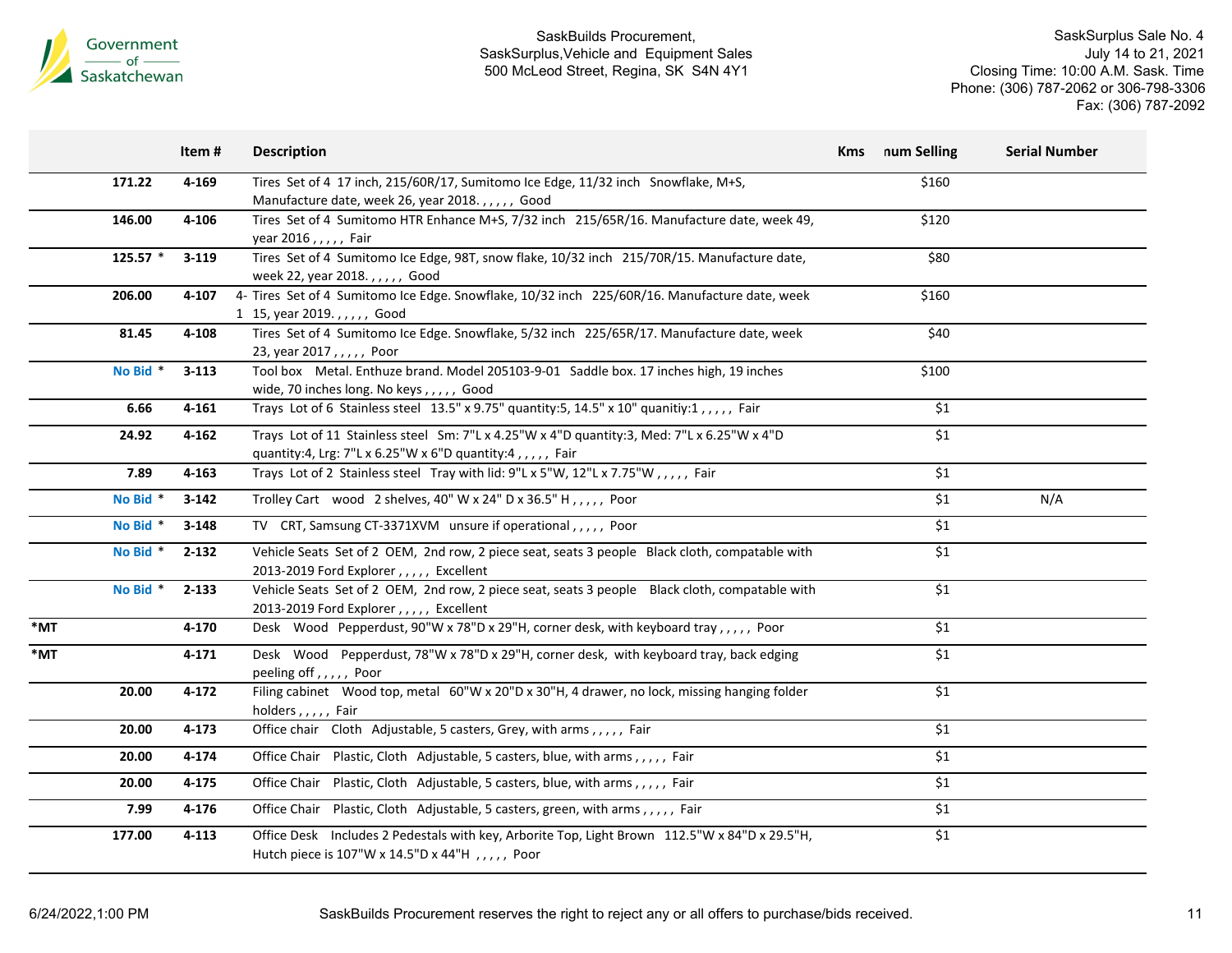| | Item # | Description | Kms | num Selling | Serial Number |
|---|---|---|---|---|---|
| 171.22 | 4-169 | Tires Set of 4 17 inch, 215/60R/17, Sumitomo Ice Edge, 11/32 inch Snowflake, M+S, Manufacture date, week 26, year 2018. , , , , , Good | | $160 | |
| 146.00 | 4-106 | Tires Set of 4 Sumitomo HTR Enhance M+S, 7/32 inch 215/65R/16. Manufacture date, week 49, year 2016 , , , , , Fair | | $120 | |
| 125.57 * | 3-119 | Tires Set of 4 Sumitomo Ice Edge, 98T, snow flake, 10/32 inch 215/70R/15. Manufacture date, week 22, year 2018. , , , , , Good | | $80 | |
| 206.00 | 4-107 | 4-1 Tires Set of 4 Sumitomo Ice Edge. Snowflake, 10/32 inch 225/60R/16. Manufacture date, week 15, year 2019. , , , , , Good | | $160 | |
| 81.45 | 4-108 | Tires Set of 4 Sumitomo Ice Edge. Snowflake, 5/32 inch 225/65R/17. Manufacture date, week 23, year 2017 , , , , , Poor | | $40 | |
| No Bid * | 3-113 | Tool box Metal. Enthuze brand. Model 205103-9-01 Saddle box. 17 inches high, 19 inches wide, 70 inches long. No keys , , , , , Good | | $100 | |
| 6.66 | 4-161 | Trays Lot of 6 Stainless steel 13.5" x 9.75" quantity:5, 14.5" x 10" quanitiy:1 , , , , , Fair | | $1 | |
| 24.92 | 4-162 | Trays Lot of 11 Stainless steel Sm: 7"L x 4.25"W x 4"D quantity:3, Med: 7"L x 6.25"W x 4"D quantity:4, Lrg: 7"L x 6.25"W x 6"D quantity:4 , , , , , Fair | | $1 | |
| 7.89 | 4-163 | Trays Lot of 2 Stainless steel Tray with lid: 9"L x 5"W, 12"L x 7.75"W , , , , , Fair | | $1 | |
| No Bid * | 3-142 | Trolley Cart wood 2 shelves, 40" W x 24" D x 36.5" H , , , , , Poor | | $1 | N/A |
| No Bid * | 3-148 | TV CRT, Samsung CT-3371XVM unsure if operational , , , , , Poor | | $1 | |
| No Bid * | 2-132 | Vehicle Seats Set of 2 OEM, 2nd row, 2 piece seat, seats 3 people Black cloth, compatable with 2013-2019 Ford Explorer , , , , , Excellent | | $1 | |
| No Bid * | 2-133 | Vehicle Seats Set of 2 OEM, 2nd row, 2 piece seat, seats 3 people Black cloth, compatable with 2013-2019 Ford Explorer , , , , , Excellent | | $1 | |
| *MT | 4-170 | Desk Wood Pepperdust, 90"W x 78"D x 29"H, corner desk, with keyboard tray , , , , , Poor | | $1 | |
| *MT | 4-171 | Desk Wood Pepperdust, 78"W x 78"D x 29"H, corner desk, with keyboard tray, back edging peeling off , , , , , Poor | | $1 | |
| 20.00 | 4-172 | Filing cabinet Wood top, metal 60"W x 20"D x 30"H, 4 drawer, no lock, missing hanging folder holders , , , , , Fair | | $1 | |
| 20.00 | 4-173 | Office chair Cloth Adjustable, 5 casters, Grey, with arms , , , , , Fair | | $1 | |
| 20.00 | 4-174 | Office Chair Plastic, Cloth Adjustable, 5 casters, blue, with arms , , , , , Fair | | $1 | |
| 20.00 | 4-175 | Office Chair Plastic, Cloth Adjustable, 5 casters, blue, with arms , , , , , Fair | | $1 | |
| 7.99 | 4-176 | Office Chair Plastic, Cloth Adjustable, 5 casters, green, with arms , , , , , Fair | | $1 | |
| 177.00 | 4-113 | Office Desk Includes 2 Pedestals with key, Arborite Top, Light Brown 112.5"W x 84"D x 29.5"H, Hutch piece is 107"W x 14.5"D x 44"H , , , , , Poor | | $1 | |

SaskBuilds Procurement reserves the right to reject any or all offers to purchase/bids received.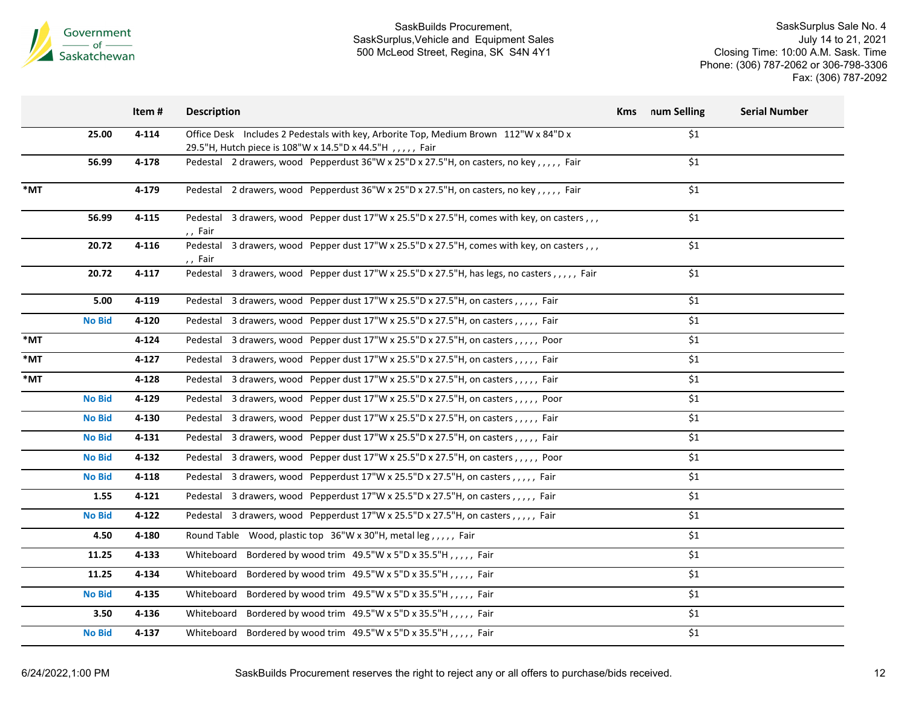SaskBuilds Procurement,
SaskSurplus,Vehicle and Equipment Sales
500 McLeod Street, Regina, SK S4N 4Y1

SaskSurplus Sale No. 4
July 14 to 21, 2021
Closing Time: 10:00 A.M. Sask. Time
Phone: (306) 787-2062 or 306-798-3306
Fax: (306) 787-2092

| | | Item # | Description | Kms | num Selling | Serial Number |
|---|---|---|---|---|---|---|
| | 25.00 | 4-114 | Office Desk Includes 2 Pedestals with key, Arborite Top, Medium Brown 112"W x 84"D x 29.5"H, Hutch piece is 108"W x 14.5"D x 44.5"H , , , , , Fair | | $1 | |
| | 56.99 | 4-178 | Pedestal 2 drawers, wood Pepperdust 36"W x 25"D x 27.5"H, on casters, no key , , , , , Fair | | $1 | |
| *MT | | 4-179 | Pedestal 2 drawers, wood Pepperdust 36"W x 25"D x 27.5"H, on casters, no key , , , , , Fair | | $1 | |
| | 56.99 | 4-115 | Pedestal 3 drawers, wood Pepper dust 17"W x 25.5"D x 27.5"H, comes with key, on casters , , , , , Fair | | $1 | |
| | 20.72 | 4-116 | Pedestal 3 drawers, wood Pepper dust 17"W x 25.5"D x 27.5"H, comes with key, on casters , , , , , Fair | | $1 | |
| | 20.72 | 4-117 | Pedestal 3 drawers, wood Pepper dust 17"W x 25.5"D x 27.5"H, has legs, no casters , , , , , Fair | | $1 | |
| | 5.00 | 4-119 | Pedestal 3 drawers, wood Pepper dust 17"W x 25.5"D x 27.5"H, on casters , , , , , Fair | | $1 | |
| | No Bid | 4-120 | Pedestal 3 drawers, wood Pepper dust 17"W x 25.5"D x 27.5"H, on casters , , , , , Fair | | $1 | |
| *MT | | 4-124 | Pedestal 3 drawers, wood Pepper dust 17"W x 25.5"D x 27.5"H, on casters , , , , , Poor | | $1 | |
| *MT | | 4-127 | Pedestal 3 drawers, wood Pepper dust 17"W x 25.5"D x 27.5"H, on casters , , , , , Fair | | $1 | |
| *MT | | 4-128 | Pedestal 3 drawers, wood Pepper dust 17"W x 25.5"D x 27.5"H, on casters , , , , , Fair | | $1 | |
| | No Bid | 4-129 | Pedestal 3 drawers, wood Pepper dust 17"W x 25.5"D x 27.5"H, on casters , , , , , Poor | | $1 | |
| | No Bid | 4-130 | Pedestal 3 drawers, wood Pepper dust 17"W x 25.5"D x 27.5"H, on casters , , , , , Fair | | $1 | |
| | No Bid | 4-131 | Pedestal 3 drawers, wood Pepper dust 17"W x 25.5"D x 27.5"H, on casters , , , , , Fair | | $1 | |
| | No Bid | 4-132 | Pedestal 3 drawers, wood Pepper dust 17"W x 25.5"D x 27.5"H, on casters , , , , , Poor | | $1 | |
| | No Bid | 4-118 | Pedestal 3 drawers, wood Pepperdust 17"W x 25.5"D x 27.5"H, on casters , , , , , Fair | | $1 | |
| | 1.55 | 4-121 | Pedestal 3 drawers, wood Pepperdust 17"W x 25.5"D x 27.5"H, on casters , , , , , Fair | | $1 | |
| | No Bid | 4-122 | Pedestal 3 drawers, wood Pepperdust 17"W x 25.5"D x 27.5"H, on casters , , , , , Fair | | $1 | |
| | 4.50 | 4-180 | Round Table Wood, plastic top 36"W x 30"H, metal leg , , , , , Fair | | $1 | |
| | 11.25 | 4-133 | Whiteboard Bordered by wood trim 49.5"W x 5"D x 35.5"H , , , , , Fair | | $1 | |
| | 11.25 | 4-134 | Whiteboard Bordered by wood trim 49.5"W x 5"D x 35.5"H , , , , , Fair | | $1 | |
| | No Bid | 4-135 | Whiteboard Bordered by wood trim 49.5"W x 5"D x 35.5"H , , , , , Fair | | $1 | |
| | 3.50 | 4-136 | Whiteboard Bordered by wood trim 49.5"W x 5"D x 35.5"H , , , , , Fair | | $1 | |
| | No Bid | 4-137 | Whiteboard Bordered by wood trim 49.5"W x 5"D x 35.5"H , , , , , Fair | | $1 | |

6/24/2022,1:00 PM

SaskBuilds Procurement reserves the right to reject any or all offers to purchase/bids received.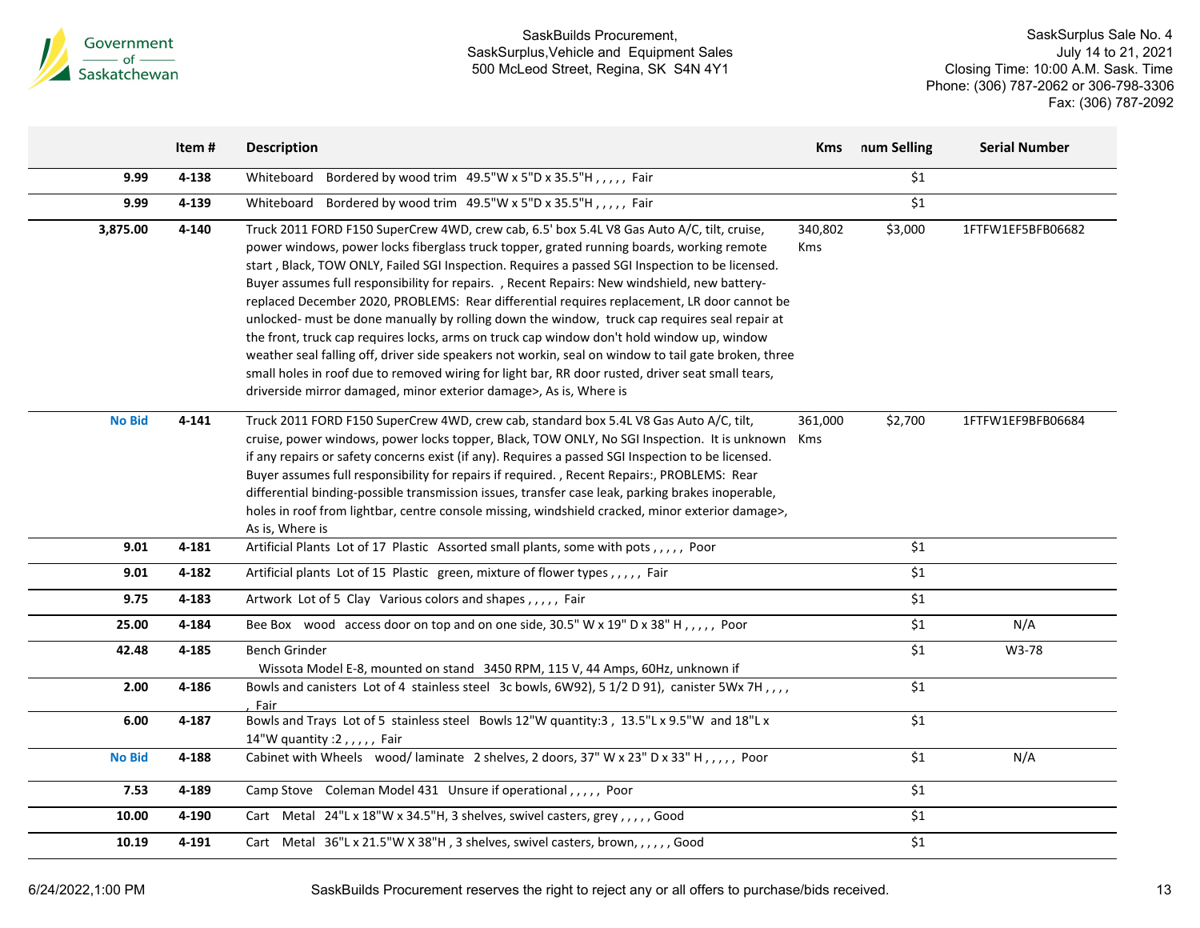| | Item # | Description | Kms | num Selling | Serial Number |
|---|---|---|---|---|---|
| 9.99 | 4-138 | Whiteboard Bordered by wood trim 49.5"W x 5"D x 35.5"H , , , , , Fair | | $1 | |
| 9.99 | 4-139 | Whiteboard Bordered by wood trim 49.5"W x 5"D x 35.5"H , , , , , Fair | | $1 | |
| 3,875.00 | 4-140 | Truck 2011 FORD F150 SuperCrew 4WD, crew cab, 6.5' box 5.4L V8 Gas Auto A/C, tilt, cruise, power windows, power locks fiberglass truck topper, grated running boards, working remote start , Black, TOW ONLY, Failed SGI Inspection. Requires a passed SGI Inspection to be licensed. Buyer assumes full responsibility for repairs. , Recent Repairs: New windshield, new battery-replaced December 2020, PROBLEMS: Rear differential requires replacement, LR door cannot be unlocked- must be done manually by rolling down the window, truck cap requires seal repair at the front, truck cap requires locks, arms on truck cap window don't hold window up, window weather seal falling off, driver side speakers not workin, seal on window to tail gate broken, three small holes in roof due to removed wiring for light bar, RR door rusted, driver seat small tears, driverside mirror damaged, minor exterior damage>, As is, Where is | 340,802 Kms | $3,000 | 1FTFW1EF5BFB06682 |
| No Bid | 4-141 | Truck 2011 FORD F150 SuperCrew 4WD, crew cab, standard box 5.4L V8 Gas Auto A/C, tilt, cruise, power windows, power locks topper, Black, TOW ONLY, No SGI Inspection. It is unknown if any repairs or safety concerns exist (if any). Requires a passed SGI Inspection to be licensed. Buyer assumes full responsibility for repairs if required. , Recent Repairs:, PROBLEMS: Rear differential binding-possible transmission issues, transfer case leak, parking brakes inoperable, holes in roof from lightbar, centre console missing, windshield cracked, minor exterior damage>, As is, Where is | 361,000 Kms | $2,700 | 1FTFW1EF9BFB06684 |
| 9.01 | 4-181 | Artificial Plants Lot of 17 Plastic Assorted small plants, some with pots , , , , , Poor | | $1 | |
| 9.01 | 4-182 | Artificial plants Lot of 15 Plastic green, mixture of flower types , , , , , Fair | | $1 | |
| 9.75 | 4-183 | Artwork Lot of 5 Clay Various colors and shapes , , , , , Fair | | $1 | |
| 25.00 | 4-184 | Bee Box wood access door on top and on one side, 30.5" W x 19" D x 38" H , , , , , Poor | | $1 | N/A |
| 42.48 | 4-185 | Bench Grinder Wissota Model E-8, mounted on stand 3450 RPM, 115 V, 44 Amps, 60Hz, unknown if | | $1 | W3-78 |
| 2.00 | 4-186 | Bowls and canisters Lot of 4 stainless steel 3c bowls, 6W92), 5 1/2 D 91), canister 5Wx 7H , , , , , Fair | | $1 | |
| 6.00 | 4-187 | Bowls and Trays Lot of 5 stainless steel Bowls 12"W quantity:3 , 13.5"L x 9.5"W and 18"L x 14"W quantity :2 , , , , , Fair | | $1 | |
| No Bid | 4-188 | Cabinet with Wheels wood/ laminate 2 shelves, 2 doors, 37" W x 23" D x 33" H , , , , , Poor | | $1 | N/A |
| 7.53 | 4-189 | Camp Stove Coleman Model 431 Unsure if operational , , , , , Poor | | $1 | |
| 10.00 | 4-190 | Cart Metal 24"L x 18"W x 34.5"H, 3 shelves, swivel casters, grey , , , , , Good | | $1 | |
| 10.19 | 4-191 | Cart Metal 36"L x 21.5"W X 38"H , 3 shelves, swivel casters, brown, , , , , , Good | | $1 | |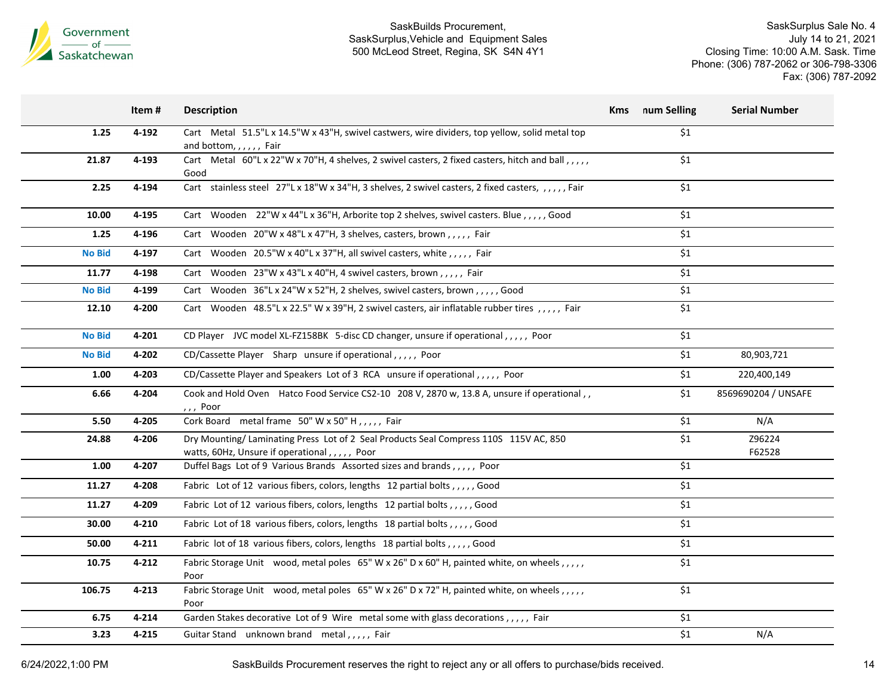|  | Item # | Description | Kms | num Selling | Serial Number |
|---|---|---|---|---|---|
| 1.25 | 4-192 | Cart   Metal   51.5"L x 14.5"W x 43"H, swivel castwers, wire dividers, top yellow, solid metal top and bottom, , , , , ,  Fair |  | $1 |  |
| 21.87 | 4-193 | Cart   Metal   60"L x 22"W x 70"H, 4 shelves, 2 swivel casters, 2 fixed casters, hitch and ball , , , , , Good |  | $1 |  |
| 2.25 | 4-194 | Cart   stainless steel   27"L x 18"W x 34"H, 3 shelves, 2 swivel casters, 2 fixed casters,  , , , , , Fair |  | $1 |  |
| 10.00 | 4-195 | Cart   Wooden   22"W x 44"L x 36"H, Arborite top 2 shelves, swivel casters. Blue , , , , , Good |  | $1 |  |
| 1.25 | 4-196 | Cart   Wooden   20"W x 48"L x 47"H, 3 shelves, casters, brown , , , , ,  Fair |  | $1 |  |
| No Bid | 4-197 | Cart   Wooden   20.5"W x 40"L x 37"H, all swivel casters, white , , , , ,  Fair |  | $1 |  |
| 11.77 | 4-198 | Cart   Wooden   23"W x 43"L x 40"H, 4 swivel casters, brown , , , , ,  Fair |  | $1 |  |
| No Bid | 4-199 | Cart   Wooden   36"L x 24"W x 52"H, 2 shelves, swivel casters, brown , , , , , Good |  | $1 |  |
| 12.10 | 4-200 | Cart   Wooden   48.5"L x 22.5" W x 39"H, 2 swivel casters, air inflatable rubber tires  , , , , ,  Fair |  | $1 |  |
| No Bid | 4-201 | CD Player   JVC model XL-FZ158BK   5-disc CD changer, unsure if operational , , , , ,  Poor |  | $1 |  |
| No Bid | 4-202 | CD/Cassette Player   Sharp   unsure if operational , , , , ,  Poor |  | $1 | 80,903,721 |
| 1.00 | 4-203 | CD/Cassette Player and Speakers  Lot of 3  RCA   unsure if operational , , , , ,  Poor |  | $1 | 220,400,149 |
| 6.66 | 4-204 | Cook and Hold Oven   Hatco Food Service CS2-10   208 V, 2870 w, 13.8 A, unsure if operational , , , , ,  Poor |  | $1 | 8569690204 / UNSAFE |
| 5.50 | 4-205 | Cork Board   metal frame   50" W x 50" H , , , , ,  Fair |  | $1 | N/A |
| 24.88 | 4-206 | Dry Mounting/ Laminating Press  Lot of 2  Seal Products Seal Compress 110S   115V AC, 850 watts, 60Hz, Unsure if operational , , , , ,  Poor |  | $1 | Z96224 F62528 |
| 1.00 | 4-207 | Duffel Bags  Lot of 9  Various Brands   Assorted sizes and brands , , , , ,  Poor |  | $1 |  |
| 11.27 | 4-208 | Fabric   Lot of 12  various fibers, colors, lengths   12 partial bolts , , , , , Good |  | $1 |  |
| 11.27 | 4-209 | Fabric  Lot of 12  various fibers, colors, lengths   12 partial bolts , , , , , Good |  | $1 |  |
| 30.00 | 4-210 | Fabric  Lot of 18  various fibers, colors, lengths   18 partial bolts , , , , , Good |  | $1 |  |
| 50.00 | 4-211 | Fabric  lot of 18  various fibers, colors, lengths   18 partial bolts , , , , , Good |  | $1 |  |
| 10.75 | 4-212 | Fabric Storage Unit   wood, metal poles   65" W x 26" D x 60" H, painted white, on wheels , , , , , Poor |  | $1 |  |
| 106.75 | 4-213 | Fabric Storage Unit   wood, metal poles   65" W x 26" D x 72" H, painted white, on wheels , , , , , Poor |  | $1 |  |
| 6.75 | 4-214 | Garden Stakes decorative  Lot of 9  Wire   metal some with glass decorations , , , , ,  Fair |  | $1 |  |
| 3.23 | 4-215 | Guitar Stand   unknown brand   metal , , , , ,  Fair |  | $1 | N/A |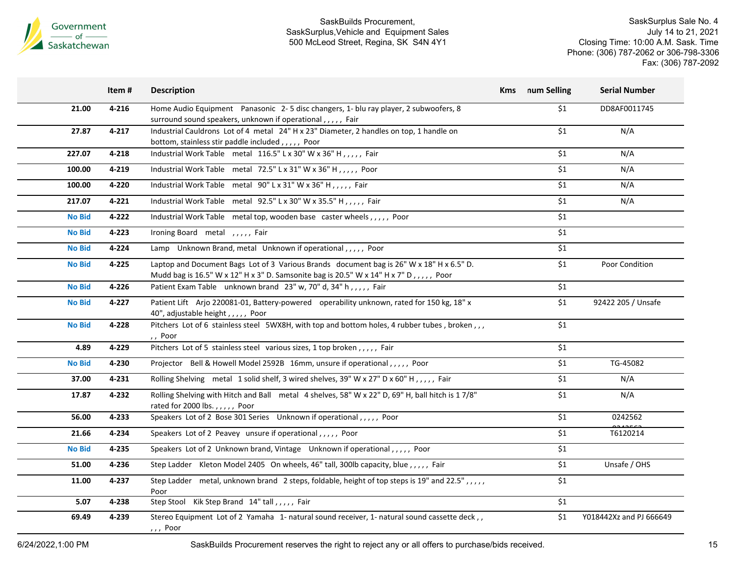SaskBuilds Procurement,
SaskSurplus,Vehicle and Equipment Sales
500 McLeod Street, Regina, SK S4N 4Y1

SaskSurplus Sale No. 4
July 14 to 21, 2021
Closing Time: 10:00 A.M. Sask. Time
Phone: (306) 787-2062 or 306-798-3306
Fax: (306) 787-2092

| | Item # | Description | Kms | num Selling | Serial Number |
|---|---|---|---|---|---|
| 21.00 | 4-216 | Home Audio Equipment Panasonic 2- 5 disc changers, 1- blu ray player, 2 subwoofers, 8 surround sound speakers, unknown if operational , , , , , Fair | | $1 | DD8AF0011745 |
| 27.87 | 4-217 | Industrial Cauldrons Lot of 4 metal 24" H x 23" Diameter, 2 handles on top, 1 handle on bottom, stainless stir paddle included , , , , , Poor | | $1 | N/A |
| 227.07 | 4-218 | Industrial Work Table metal 116.5" L x 30" W x 36" H , , , , , Fair | | $1 | N/A |
| 100.00 | 4-219 | Industrial Work Table metal 72.5" L x 31" W x 36" H , , , , , Poor | | $1 | N/A |
| 100.00 | 4-220 | Industrial Work Table metal 90" L x 31" W x 36" H , , , , , Fair | | $1 | N/A |
| 217.07 | 4-221 | Industrial Work Table metal 92.5" L x 30" W x 35.5" H , , , , , Fair | | $1 | N/A |
| No Bid | 4-222 | Industrial Work Table metal top, wooden base caster wheels , , , , , Poor | | $1 | |
| No Bid | 4-223 | Ironing Board metal , , , , , Fair | | $1 | |
| No Bid | 4-224 | Lamp Unknown Brand, metal Unknown if operational , , , , , Poor | | $1 | |
| No Bid | 4-225 | Laptop and Document Bags Lot of 3 Various Brands document bag is 26" W x 18" H x 6.5" D. Mudd bag is 16.5" W x 12" H x 3" D. Samsonite bag is 20.5" W x 14" H x 7" D , , , , , Poor | | $1 | Poor Condition |
| No Bid | 4-226 | Patient Exam Table unknown brand 23" w, 70" d, 34" h , , , , , Fair | | $1 | |
| No Bid | 4-227 | Patient Lift Arjo 220081-01, Battery-powered operability unknown, rated for 150 kg, 18" x 40", adjustable height , , , , , Poor | | $1 | 92422 205 / Unsafe |
| No Bid | 4-228 | Pitchers Lot of 6 stainless steel 5WX8H, with top and bottom holes, 4 rubber tubes , broken , , , , , Poor | | $1 | |
| 4.89 | 4-229 | Pitchers Lot of 5 stainless steel various sizes, 1 top broken , , , , , Fair | | $1 | |
| No Bid | 4-230 | Projector Bell & Howell Model 2592B 16mm, unsure if operational , , , , , Poor | | $1 | TG-45082 |
| 37.00 | 4-231 | Rolling Shelving metal 1 solid shelf, 3 wired shelves, 39" W x 27" D x 60" H , , , , , Fair | | $1 | N/A |
| 17.87 | 4-232 | Rolling Shelving with Hitch and Ball metal 4 shelves, 58" W x 22" D, 69" H, ball hitch is 1 7/8" rated for 2000 lbs. , , , , , Poor | | $1 | N/A |
| 56.00 | 4-233 | Speakers Lot of 2 Bose 301 Series Unknown if operational , , , , , Poor | | $1 | 0242562 |
| 21.66 | 4-234 | Speakers Lot of 2 Peavey unsure if operational , , , , , Poor | | $1 | T6120214 |
| No Bid | 4-235 | Speakers Lot of 2 Unknown brand, Vintage Unknown if operational , , , , , Poor | | $1 | |
| 51.00 | 4-236 | Step Ladder Kleton Model 2405 On wheels, 46" tall, 300lb capacity, blue , , , , , Fair | | $1 | Unsafe / OHS |
| 11.00 | 4-237 | Step Ladder metal, unknown brand 2 steps, foldable, height of top steps is 19" and 22.5" , , , , , Poor | | $1 | |
| 5.07 | 4-238 | Step Stool Kik Step Brand 14" tall , , , , , Fair | | $1 | |
| 69.49 | 4-239 | Stereo Equipment Lot of 2 Yamaha 1- natural sound receiver, 1- natural sound cassette deck , , , , , Poor | | $1 | Y018442Xz and PJ 666649 |

6/24/2022,1:00 PM

SaskBuilds Procurement reserves the right to reject any or all offers to purchase/bids received.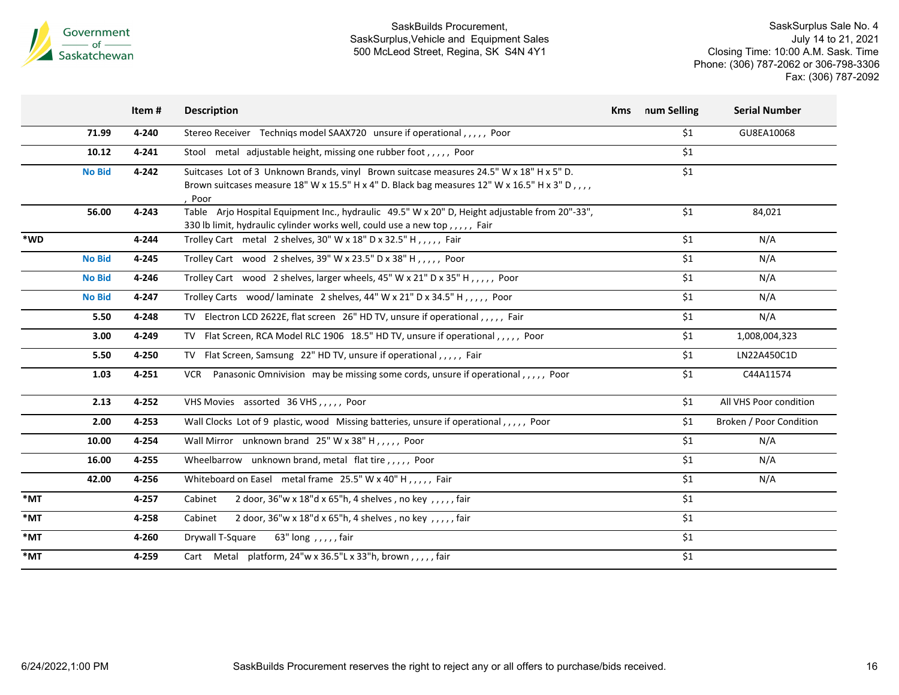| | Item # | Description | Kms | num Selling | Serial Number |
|---|---|---|---|---|---|
| 71.99 | 4-240 | Stereo Receiver Techniqs model SAAX720 unsure if operational , , , , , Poor | | $1 | GU8EA10068 |
| 10.12 | 4-241 | Stool metal adjustable height, missing one rubber foot , , , , , Poor | | $1 | |
| No Bid | 4-242 | Suitcases Lot of 3 Unknown Brands, vinyl Brown suitcase measures 24.5" W x 18" H x 5" D. Brown suitcases measure 18" W x 15.5" H x 4" D. Black bag measures 12" W x 16.5" H x 3" D , , , , , Poor | | $1 | |
| 56.00 | 4-243 | Table Arjo Hospital Equipment Inc., hydraulic 49.5" W x 20" D, Height adjustable from 20"-33", 330 lb limit, hydraulic cylinder works well, could use a new top , , , , , Fair | | $1 | 84,021 |
| *WD | 4-244 | Trolley Cart metal 2 shelves, 30" W x 18" D x 32.5" H , , , , , Fair | | $1 | N/A |
| No Bid | 4-245 | Trolley Cart wood 2 shelves, 39" W x 23.5" D x 38" H , , , , , Poor | | $1 | N/A |
| No Bid | 4-246 | Trolley Cart wood 2 shelves, larger wheels, 45" W x 21" D x 35" H , , , , , Poor | | $1 | N/A |
| No Bid | 4-247 | Trolley Carts wood/ laminate 2 shelves, 44" W x 21" D x 34.5" H , , , , , Poor | | $1 | N/A |
| 5.50 | 4-248 | TV Electron LCD 2622E, flat screen 26" HD TV, unsure if operational , , , , , Fair | | $1 | N/A |
| 3.00 | 4-249 | TV Flat Screen, RCA Model RLC 1906 18.5" HD TV, unsure if operational , , , , , Poor | | $1 | 1,008,004,323 |
| 5.50 | 4-250 | TV Flat Screen, Samsung 22" HD TV, unsure if operational , , , , , Fair | | $1 | LN22A450C1D |
| 1.03 | 4-251 | VCR Panasonic Omnivision may be missing some cords, unsure if operational , , , , , Poor | | $1 | C44A11574 |
| 2.13 | 4-252 | VHS Movies assorted 36 VHS , , , , , Poor | | $1 | All VHS Poor condition |
| 2.00 | 4-253 | Wall Clocks Lot of 9 plastic, wood Missing batteries, unsure if operational , , , , , Poor | | $1 | Broken / Poor Condition |
| 10.00 | 4-254 | Wall Mirror unknown brand 25" W x 38" H , , , , , Poor | | $1 | N/A |
| 16.00 | 4-255 | Wheelbarrow unknown brand, metal flat tire , , , , , Poor | | $1 | N/A |
| 42.00 | 4-256 | Whiteboard on Easel metal frame 25.5" W x 40" H , , , , , Fair | | $1 | N/A |
| *MT | 4-257 | Cabinet 2 door, 36"w x 18"d x 65"h, 4 shelves , no key , , , , , fair | | $1 | |
| *MT | 4-258 | Cabinet 2 door, 36"w x 18"d x 65"h, 4 shelves , no key , , , , , fair | | $1 | |
| *MT | 4-260 | Drywall T-Square 63" long , , , , , fair | | $1 | |
| *MT | 4-259 | Cart Metal platform, 24"w x 36.5"L x 33"h, brown , , , , , fair | | $1 | |

SaskBuilds Procurement reserves the right to reject any or all offers to purchase/bids received.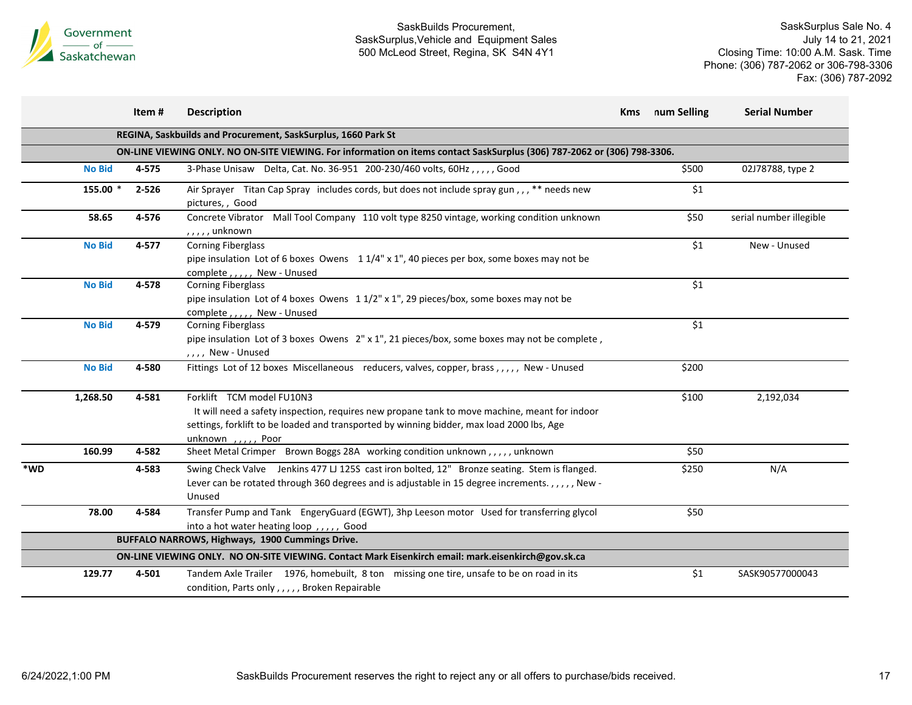| | Item # | Description | Kms | num Selling | Serial Number |
|---|---|---|---|---|---|
| | | **REGINA, Saskbuilds and Procurement, SaskSurplus, 1660 Park St** | | | |
| | | **ON-LINE VIEWING ONLY. NO ON-SITE VIEWING. For information on items contact SaskSurplus (306) 787-2062 or (306) 798-3306.** | | | |
| No Bid | 4-575 | 3-Phase Unisaw Delta, Cat. No. 36-951 200-230/460 volts, 60Hz , , , , , Good | | $500 | 02J78788, type 2 |
| 155.00 * | 2-526 | Air Sprayer Titan Cap Spray includes cords, but does not include spray gun , , , ** needs new pictures, , Good | | $1 | |
| 58.65 | 4-576 | Concrete Vibrator Mall Tool Company 110 volt type 8250 vintage, working condition unknown , , , , , unknown | | $50 | serial number illegible |
| No Bid | 4-577 | Corning Fiberglass pipe insulation Lot of 6 boxes Owens 1 1/4" x 1", 40 pieces per box, some boxes may not be complete , , , , , New - Unused | | $1 | New - Unused |
| No Bid | 4-578 | Corning Fiberglass pipe insulation Lot of 4 boxes Owens 1 1/2" x 1", 29 pieces/box, some boxes may not be complete , , , , , New - Unused | | $1 | |
| No Bid | 4-579 | Corning Fiberglass pipe insulation Lot of 3 boxes Owens 2" x 1", 21 pieces/box, some boxes may not be complete , , , , , New - Unused | | $1 | |
| No Bid | 4-580 | Fittings Lot of 12 boxes Miscellaneous reducers, valves, copper, brass , , , , , New - Unused | | $200 | |
| 1,268.50 | 4-581 | Forklift TCM model FU10N3 It will need a safety inspection, requires new propane tank to move machine, meant for indoor settings, forklift to be loaded and transported by winning bidder, max load 2000 lbs, Age unknown , , , , , Poor | | $100 | 2,192,034 |
| 160.99 | 4-582 | Sheet Metal Crimper Brown Boggs 28A working condition unknown , , , , , unknown | | $50 | |
| *WD | 4-583 | Swing Check Valve Jenkins 477 LJ 125S cast iron bolted, 12" Bronze seating. Stem is flanged. Lever can be rotated through 360 degrees and is adjustable in 15 degree increments. , , , , , New - Unused | | $250 | N/A |
| 78.00 | 4-584 | Transfer Pump and Tank EngeryGuard (EGWT), 3hp Leeson motor Used for transferring glycol into a hot water heating loop , , , , , Good | | $50 | |
| | | **BUFFALO NARROWS, Highways, 1900 Cummings Drive.** | | | |
| | | **ON-LINE VIEWING ONLY. NO ON-SITE VIEWING. Contact Mark Eisenkirch email: mark.eisenkirch@gov.sk.ca** | | | |
| 129.77 | 4-501 | Tandem Axle Trailer 1976, homebuilt, 8 ton missing one tire, unsafe to be on road in its condition, Parts only , , , , , Broken Repairable | | $1 | SASK90577000043 |

SaskBuilds Procurement reserves the right to reject any or all offers to purchase/bids received.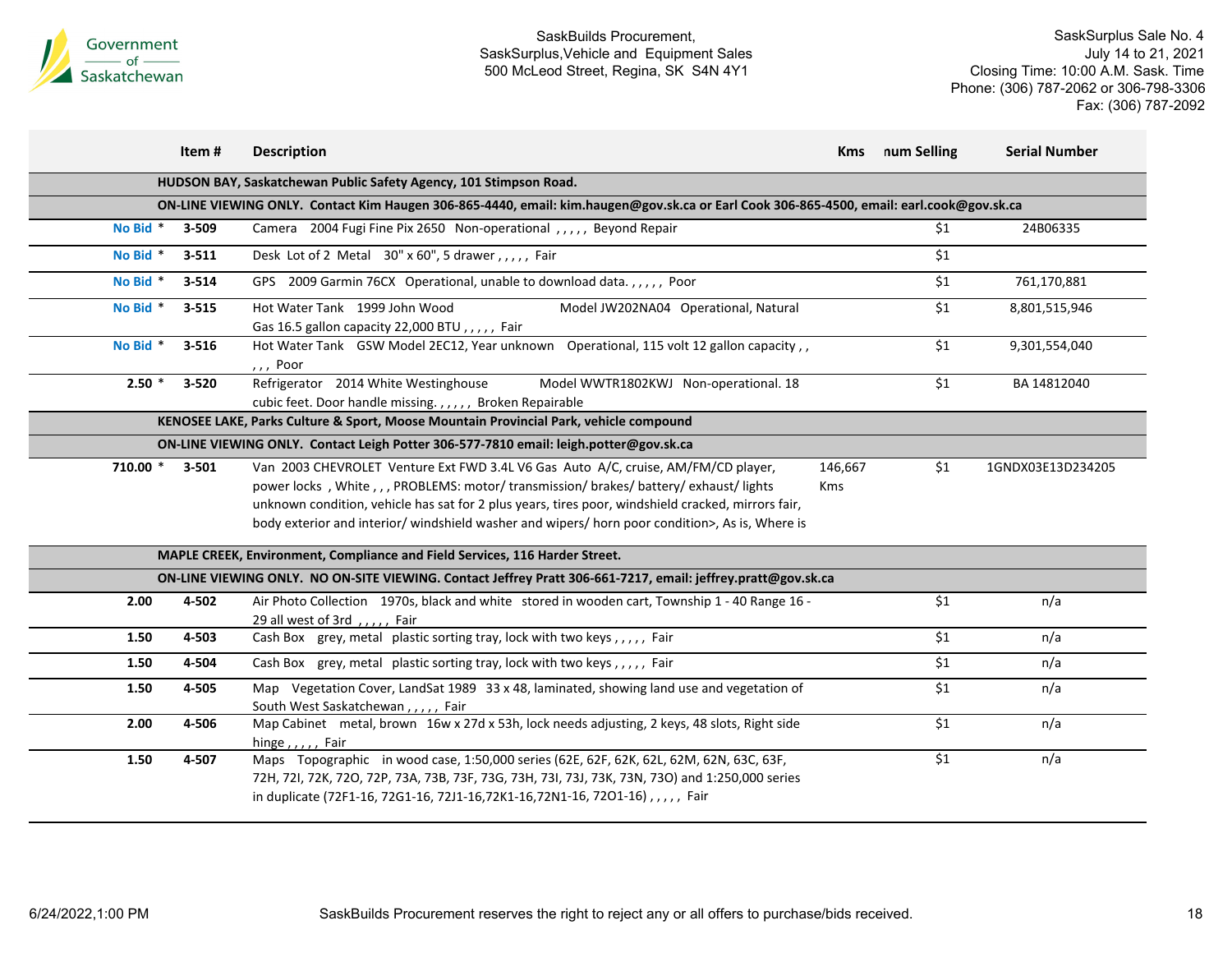| | Item # | Description | Kms | num Selling | Serial Number |
|---|---|---|---|---|---|
| | | **HUDSON BAY, Saskatchewan Public Safety Agency, 101 Stimpson Road.** | | | |
| | | **ON-LINE VIEWING ONLY. Contact Kim Haugen 306-865-4440, email: kim.haugen@gov.sk.ca or Earl Cook 306-865-4500, email: earl.cook@gov.sk.ca** | | | |
| No Bid * | 3-509 | Camera 2004 Fugi Fine Pix 2650 Non-operational , , , , , Beyond Repair | | $1 | 24B06335 |
| No Bid * | 3-511 | Desk Lot of 2 Metal 30" x 60", 5 drawer , , , , , Fair | | $1 | |
| No Bid * | 3-514 | GPS 2009 Garmin 76CX Operational, unable to download data. , , , , , Poor | | $1 | 761,170,881 |
| No Bid * | 3-515 | Hot Water Tank 1999 John Wood Model JW202NA04 Operational, Natural Gas 16.5 gallon capacity 22,000 BTU , , , , , Fair | | $1 | 8,801,515,946 |
| No Bid * | 3-516 | Hot Water Tank GSW Model 2EC12, Year unknown Operational, 115 volt 12 gallon capacity , , , , , Poor | | $1 | 9,301,554,040 |
| 2.50 * | 3-520 | Refrigerator 2014 White Westinghouse Model WWTR1802KWJ Non-operational. 18 cubic feet. Door handle missing. , , , , , Broken Repairable | | $1 | BA 14812040 |
| | | **KENOSEE LAKE, Parks Culture & Sport, Moose Mountain Provincial Park, vehicle compound** | | | |
| | | **ON-LINE VIEWING ONLY. Contact Leigh Potter 306-577-7810 email: leigh.potter@gov.sk.ca** | | | |
| 710.00 * | 3-501 | Van 2003 CHEVROLET Venture Ext FWD 3.4L V6 Gas Auto A/C, cruise, AM/FM/CD player, power locks , White , , , PROBLEMS: motor/ transmission/ brakes/ battery/ exhaust/ lights unknown condition, vehicle has sat for 2 plus years, tires poor, windshield cracked, mirrors fair, body exterior and interior/ windshield washer and wipers/ horn poor condition>, As is, Where is | 146,667 Kms | $1 | 1GNDX03E13D234205 |
| | | **MAPLE CREEK, Environment, Compliance and Field Services, 116 Harder Street.** | | | |
| | | **ON-LINE VIEWING ONLY. NO ON-SITE VIEWING. Contact Jeffrey Pratt 306-661-7217, email: jeffrey.pratt@gov.sk.ca** | | | |
| 2.00 | 4-502 | Air Photo Collection 1970s, black and white stored in wooden cart, Township 1 - 40 Range 16 - 29 all west of 3rd , , , , , Fair | | $1 | n/a |
| 1.50 | 4-503 | Cash Box grey, metal plastic sorting tray, lock with two keys , , , , , Fair | | $1 | n/a |
| 1.50 | 4-504 | Cash Box grey, metal plastic sorting tray, lock with two keys , , , , , Fair | | $1 | n/a |
| 1.50 | 4-505 | Map Vegetation Cover, LandSat 1989 33 x 48, laminated, showing land use and vegetation of South West Saskatchewan , , , , , Fair | | $1 | n/a |
| 2.00 | 4-506 | Map Cabinet metal, brown 16w x 27d x 53h, lock needs adjusting, 2 keys, 48 slots, Right side hinge , , , , , Fair | | $1 | n/a |
| 1.50 | 4-507 | Maps Topographic in wood case, 1:50,000 series (62E, 62F, 62K, 62L, 62M, 62N, 63C, 63F, 72H, 72I, 72K, 72O, 72P, 73A, 73B, 73F, 73G, 73H, 73I, 73J, 73K, 73N, 73O) and 1:250,000 series in duplicate (72F1-16, 72G1-16, 72J1-16,72K1-16,72N1-16, 72O1-16) , , , , , Fair | | $1 | n/a |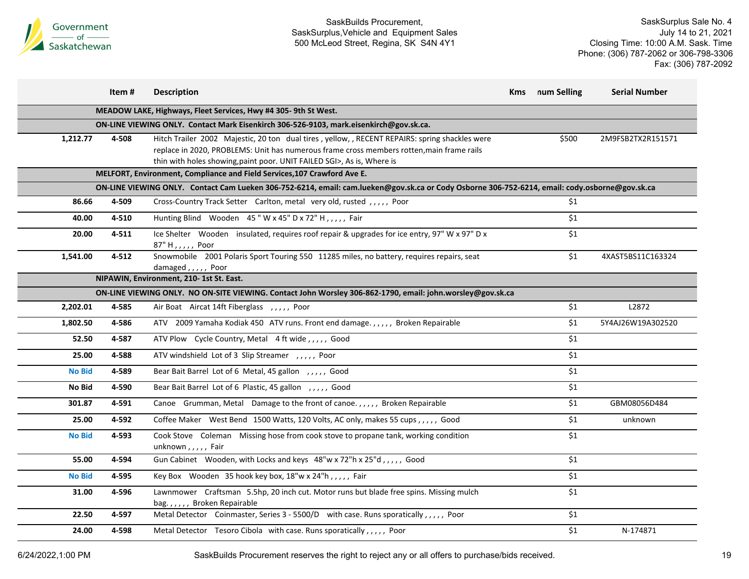| | Item # | Description | Kms | num Selling | Serial Number |
|---|---|---|---|---|---|
| | | **MEADOW LAKE, Highways, Fleet Services, Hwy #4 305- 9th St West.** | | | |
| | | **ON-LINE VIEWING ONLY. Contact Mark Eisenkirch 306-526-9103, mark.eisenkirch@gov.sk.ca.** | | | |
| **1,212.77** | **4-508** | Hitch Trailer 2002 Majestic, 20 ton dual tires , yellow, , RECENT REPAIRS: spring shackles were replace in 2020, PROBLEMS: Unit has numerous frame cross members rotten,main frame rails thin with holes showing,paint poor. UNIT FAILED SGI>, As is, Where is | | $500 | 2M9FSB2TX2R151571 |
| | | **MELFORT, Environment, Compliance and Field Services,107 Crawford Ave E.** | | | |
| | | **ON-LINE VIEWING ONLY. Contact Cam Lueken 306-752-6214, email: cam.lueken@gov.sk.ca or Cody Osborne 306-752-6214, email: cody.osborne@gov.sk.ca** | | | |
| **86.66** | **4-509** | Cross-Country Track Setter Carlton, metal very old, rusted , , , , , Poor | | $1 | |
| **40.00** | **4-510** | Hunting Blind Wooden 45 " W x 45" D x 72" H , , , , , Fair | | $1 | |
| **20.00** | **4-511** | Ice Shelter Wooden insulated, requires roof repair & upgrades for ice entry, 97" W x 97" D x 87" H , , , , , Poor | | $1 | |
| **1,541.00** | **4-512** | Snowmobile 2001 Polaris Sport Touring 550 11285 miles, no battery, requires repairs, seat damaged , , , , , Poor | | $1 | 4XAST5BS11C163324 |
| | | **NIPAWIN, Environment, 210- 1st St. East.** | | | |
| | | **ON-LINE VIEWING ONLY. NO ON-SITE VIEWING. Contact John Worsley 306-862-1790, email: john.worsley@gov.sk.ca** | | | |
| **2,202.01** | **4-585** | Air Boat Aircat 14ft Fiberglass , , , , , Poor | | $1 | L2872 |
| **1,802.50** | **4-586** | ATV 2009 Yamaha Kodiak 450 ATV runs. Front end damage. , , , , , Broken Repairable | | $1 | 5Y4AJ26W19A302520 |
| **52.50** | **4-587** | ATV Plow Cycle Country, Metal 4 ft wide , , , , , Good | | $1 | |
| **25.00** | **4-588** | ATV windshield Lot of 3 Slip Streamer , , , , , Poor | | $1 | |
| **No Bid** | **4-589** | Bear Bait Barrel Lot of 6 Metal, 45 gallon , , , , , Good | | $1 | |
| **No Bid** | **4-590** | Bear Bait Barrel Lot of 6 Plastic, 45 gallon , , , , , Good | | $1 | |
| **301.87** | **4-591** | Canoe Grumman, Metal Damage to the front of canoe. , , , , , Broken Repairable | | $1 | GBM08056D484 |
| **25.00** | **4-592** | Coffee Maker West Bend 1500 Watts, 120 Volts, AC only, makes 55 cups , , , , , Good | | $1 | unknown |
| **No Bid** | **4-593** | Cook Stove Coleman Missing hose from cook stove to propane tank, working condition unknown , , , , , Fair | | $1 | |
| **55.00** | **4-594** | Gun Cabinet Wooden, with Locks and keys 48"w x 72"h x 25"d , , , , , Good | | $1 | |
| **No Bid** | **4-595** | Key Box Wooden 35 hook key box, 18"w x 24"h , , , , , Fair | | $1 | |
| **31.00** | **4-596** | Lawnmower Craftsman 5.5hp, 20 inch cut. Motor runs but blade free spins. Missing mulch bag. , , , , , Broken Repairable | | $1 | |
| **22.50** | **4-597** | Metal Detector Coinmaster, Series 3 - 5500/D with case. Runs sporatically , , , , , Poor | | $1 | |
| **24.00** | **4-598** | Metal Detector Tesoro Cibola with case. Runs sporatically , , , , , Poor | | $1 | N-174871 |

SaskBuilds Procurement reserves the right to reject any or all offers to purchase/bids received.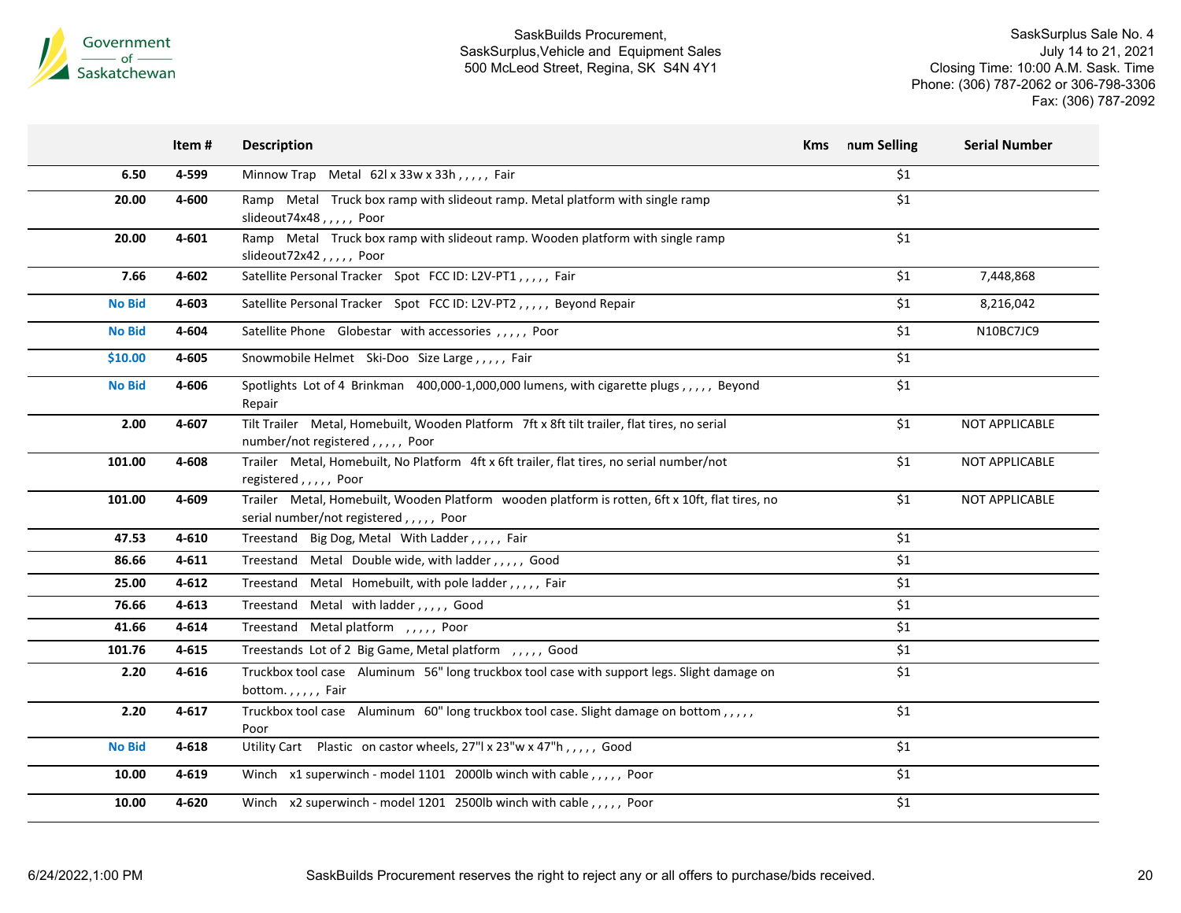Government of Saskatchewan

SaskBuilds Procurement,
SaskSurplus,Vehicle and Equipment Sales
500 McLeod Street, Regina, SK S4N 4Y1

SaskSurplus Sale No. 4
July 14 to 21, 2021
Closing Time: 10:00 A.M. Sask. Time
Phone: (306) 787-2062 or 306-798-3306
Fax: (306) 787-2092

| | Item # | Description | Kms | num Selling | Serial Number |
|---|---|---|---|---|---|
| 6.50 | 4-599 | Minnow Trap Metal 62l x 33w x 33h , , , , , Fair | | $1 | |
| 20.00 | 4-600 | Ramp Metal Truck box ramp with slideout ramp. Metal platform with single ramp slideout74x48 , , , , , Poor | | $1 | |
| 20.00 | 4-601 | Ramp Metal Truck box ramp with slideout ramp. Wooden platform with single ramp slideout72x42 , , , , , Poor | | $1 | |
| 7.66 | 4-602 | Satellite Personal Tracker Spot FCC ID: L2V-PT1 , , , , , Fair | | $1 | 7,448,868 |
| No Bid | 4-603 | Satellite Personal Tracker Spot FCC ID: L2V-PT2 , , , , , Beyond Repair | | $1 | 8,216,042 |
| No Bid | 4-604 | Satellite Phone Globestar with accessories , , , , , Poor | | $1 | N10BC7JC9 |
| $10.00 | 4-605 | Snowmobile Helmet Ski-Doo Size Large , , , , , Fair | | $1 | |
| No Bid | 4-606 | Spotlights Lot of 4 Brinkman 400,000-1,000,000 lumens, with cigarette plugs , , , , , Beyond Repair | | $1 | |
| 2.00 | 4-607 | Tilt Trailer Metal, Homebuilt, Wooden Platform 7ft x 8ft tilt trailer, flat tires, no serial number/not registered , , , , , Poor | | $1 | NOT APPLICABLE |
| 101.00 | 4-608 | Trailer Metal, Homebuilt, No Platform 4ft x 6ft trailer, flat tires, no serial number/not registered , , , , , Poor | | $1 | NOT APPLICABLE |
| 101.00 | 4-609 | Trailer Metal, Homebuilt, Wooden Platform wooden platform is rotten, 6ft x 10ft, flat tires, no serial number/not registered , , , , , Poor | | $1 | NOT APPLICABLE |
| 47.53 | 4-610 | Treestand Big Dog, Metal With Ladder , , , , , Fair | | $1 | |
| 86.66 | 4-611 | Treestand Metal Double wide, with ladder , , , , , Good | | $1 | |
| 25.00 | 4-612 | Treestand Metal Homebuilt, with pole ladder , , , , , Fair | | $1 | |
| 76.66 | 4-613 | Treestand Metal with ladder , , , , , Good | | $1 | |
| 41.66 | 4-614 | Treestand Metal platform , , , , , Poor | | $1 | |
| 101.76 | 4-615 | Treestands Lot of 2 Big Game, Metal platform , , , , , Good | | $1 | |
| 2.20 | 4-616 | Truckbox tool case Aluminum 56" long truckbox tool case with support legs. Slight damage on bottom. , , , , , Fair | | $1 | |
| 2.20 | 4-617 | Truckbox tool case Aluminum 60" long truckbox tool case. Slight damage on bottom , , , , , Poor | | $1 | |
| No Bid | 4-618 | Utility Cart Plastic on castor wheels, 27"l x 23"w x 47"h , , , , , Good | | $1 | |
| 10.00 | 4-619 | Winch x1 superwinch - model 1101 2000lb winch with cable , , , , , Poor | | $1 | |
| 10.00 | 4-620 | Winch x2 superwinch - model 1201 2500lb winch with cable , , , , , Poor | | $1 | |

6/24/2022,1:00 PM

SaskBuilds Procurement reserves the right to reject any or all offers to purchase/bids received.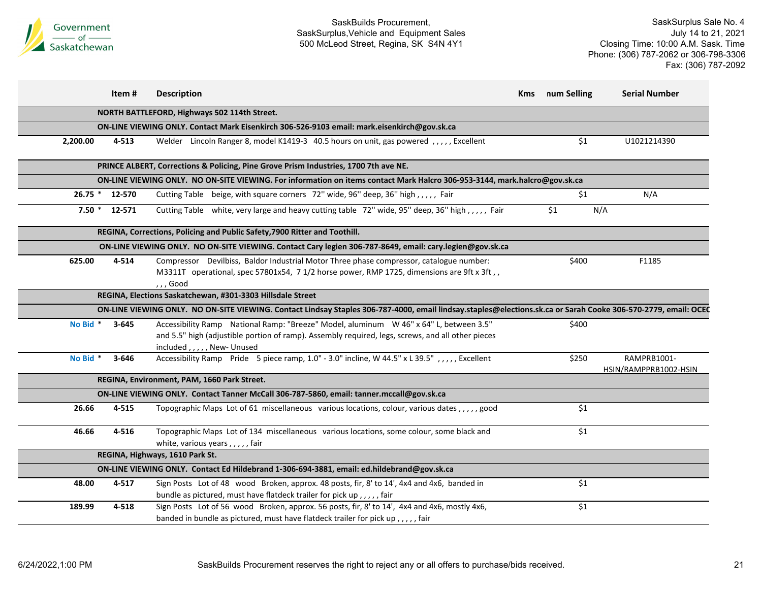| | Item # | Description | Kms | num Selling | Serial Number |
|---|---|---|---|---|---|
| | | **NORTH BATTLEFORD, Highways 502 114th Street.** | | | |
| | | **ON-LINE VIEWING ONLY. Contact Mark Eisenkirch 306-526-9103 email: mark.eisenkirch@gov.sk.ca** | | | |
| 2,200.00 | 4-513 | Welder Lincoln Ranger 8, model K1419-3 40.5 hours on unit, gas powered , , , , , Excellent | | $1 | U1021214390 |
| | | **PRINCE ALBERT, Corrections & Policing, Pine Grove Prism Industries, 1700 7th ave NE.** | | | |
| | | **ON-LINE VIEWING ONLY. NO ON-SITE VIEWING. For information on items contact Mark Halcro 306-953-3144, mark.halcro@gov.sk.ca** | | | |
| 26.75 * | 12-570 | Cutting Table beige, with square corners 72'' wide, 96'' deep, 36'' high , , , , , Fair | | $1 | N/A |
| 7.50 * | 12-571 | Cutting Table white, very large and heavy cutting table 72'' wide, 95'' deep, 36'' high , , , , , Fair | | $1 | N/A |
| | | **REGINA, Corrections, Policing and Public Safety,7900 Ritter and Toothill.** | | | |
| | | **ON-LINE VIEWING ONLY. NO ON-SITE VIEWING. Contact Cary legien 306-787-8649, email: cary.legien@gov.sk.ca** | | | |
| 625.00 | 4-514 | Compressor Devilbiss, Baldor Industrial Motor Three phase compressor, catalogue number: M3311T operational, spec 57801x54, 7 1/2 horse power, RMP 1725, dimensions are 9ft x 3ft , , , , , Good | | $400 | F1185 |
| | | **REGINA, Elections Saskatchewan, #301-3303 Hillsdale Street** | | | |
| | | **ON-LINE VIEWING ONLY. NO ON-SITE VIEWING. Contact Lindsay Staples 306-787-4000, email lindsay.staples@elections.sk.ca or Sarah Cooke 306-570-2779, email: OCEC** | | | |
| No Bid * | 3-645 | Accessibility Ramp National Ramp: "Breeze" Model, aluminum W 46" x 64" L, between 3.5" and 5.5" high (adjustible portion of ramp). Assembly required, legs, screws, and all other pieces included , , , , , New- Unused | | $400 | |
| No Bid * | 3-646 | Accessibility Ramp Pride 5 piece ramp, 1.0" - 3.0" incline, W 44.5" x L 39.5" , , , , , Excellent | | $250 | RAMPRB1001-HSIN/RAMPPRB1002-HSIN |
| | | **REGINA, Environment, PAM, 1660 Park Street.** | | | |
| | | **ON-LINE VIEWING ONLY. Contact Tanner McCall 306-787-5860, email: tanner.mccall@gov.sk.ca** | | | |
| 26.66 | 4-515 | Topographic Maps Lot of 61 miscellaneous various locations, colour, various dates , , , , , good | | $1 | |
| 46.66 | 4-516 | Topographic Maps Lot of 134 miscellaneous various locations, some colour, some black and white, various years , , , , , fair | | $1 | |
| | | **REGINA, Highways, 1610 Park St.** | | | |
| | | **ON-LINE VIEWING ONLY. Contact Ed Hildebrand 1-306-694-3881, email: ed.hildebrand@gov.sk.ca** | | | |
| 48.00 | 4-517 | Sign Posts Lot of 48 wood Broken, approx. 48 posts, fir, 8' to 14', 4x4 and 4x6, banded in bundle as pictured, must have flatdeck trailer for pick up , , , , , fair | | $1 | |
| 189.99 | 4-518 | Sign Posts Lot of 56 wood Broken, approx. 56 posts, fir, 8' to 14', 4x4 and 4x6, mostly 4x6, banded in bundle as pictured, must have flatdeck trailer for pick up , , , , , fair | | $1 | |

SaskBuilds Procurement reserves the right to reject any or all offers to purchase/bids received.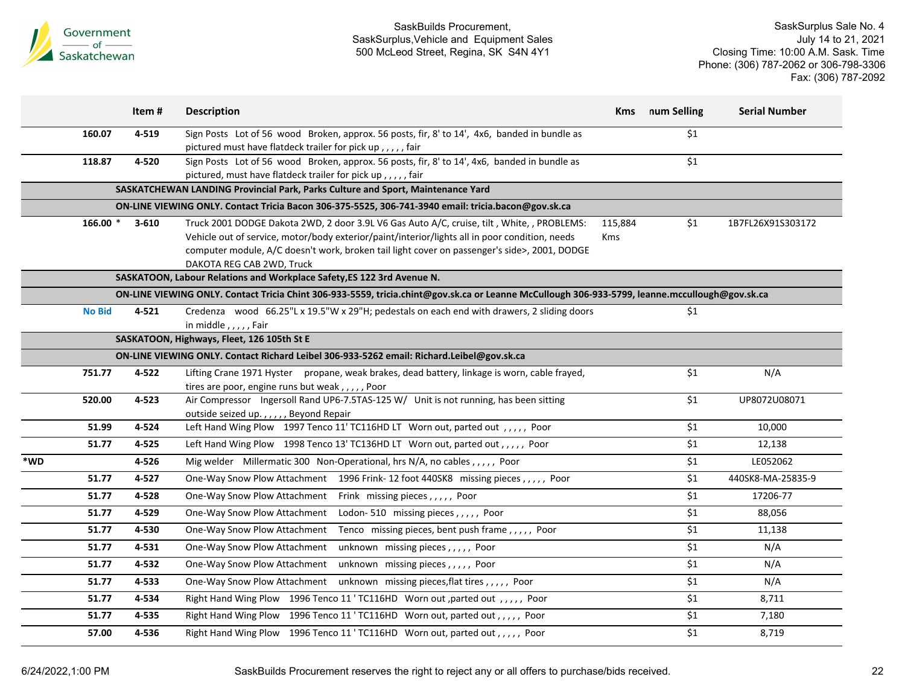| | | Item # | Description | Kms | num Selling | Serial Number |
|---|---|---|---|---|---|---|
| | 160.07 | 4-519 | Sign Posts Lot of 56 wood Broken, approx. 56 posts, fir, 8' to 14', 4x6, banded in bundle as pictured must have flatdeck trailer for pick up , , , , , fair | | $1 | |
| | 118.87 | 4-520 | Sign Posts Lot of 56 wood Broken, approx. 56 posts, fir, 8' to 14', 4x6, banded in bundle as pictured, must have flatdeck trailer for pick up , , , , , fair | | $1 | |
| | | **SASKATCHEWAN LANDING Provincial Park, Parks Culture and Sport, Maintenance Yard** | | | | |
| | | **ON-LINE VIEWING ONLY. Contact Tricia Bacon 306-375-5525, 306-741-3940 email: tricia.bacon@gov.sk.ca** | | | | |
| | 166.00 * | 3-610 | Truck 2001 DODGE Dakota 2WD, 2 door 3.9L V6 Gas Auto A/C, cruise, tilt , White, , PROBLEMS: Vehicle out of service, motor/body exterior/paint/interior/lights all in poor condition, needs computer module, A/C doesn't work, broken tail light cover on passenger's side>, 2001, DODGE DAKOTA REG CAB 2WD, Truck | 115,884 Kms | $1 | 1B7FL26X91S303172 |
| | | **SASKATOON, Labour Relations and Workplace Safety,ES 122 3rd Avenue N.** | | | | |
| | | **ON-LINE VIEWING ONLY. Contact Tricia Chint 306-933-5559, tricia.chint@gov.sk.ca or Leanne McCullough 306-933-5799, leanne.mccullough@gov.sk.ca** | | | | |
| | No Bid | 4-521 | Credenza wood 66.25"L x 19.5"W x 29"H; pedestals on each end with drawers, 2 sliding doors in middle , , , , , Fair | | $1 | |
| | | **SASKATOON, Highways, Fleet, 126 105th St E** | | | | |
| | | **ON-LINE VIEWING ONLY. Contact Richard Leibel 306-933-5262 email: Richard.Leibel@gov.sk.ca** | | | | |
| | 751.77 | 4-522 | Lifting Crane 1971 Hyster propane, weak brakes, dead battery, linkage is worn, cable frayed, tires are poor, engine runs but weak , , , , , Poor | | $1 | N/A |
| | 520.00 | 4-523 | Air Compressor Ingersoll Rand UP6-7.5TAS-125 W/ Unit is not running, has been sitting outside seized up. , , , , , Beyond Repair | | $1 | UP8072U08071 |
| | 51.99 | 4-524 | Left Hand Wing Plow 1997 Tenco 11' TC116HD LT Worn out, parted out , , , , , Poor | | $1 | 10,000 |
| | 51.77 | 4-525 | Left Hand Wing Plow 1998 Tenco 13' TC136HD LT Worn out, parted out , , , , , Poor | | $1 | 12,138 |
| *WD | | 4-526 | Mig welder Millermatic 300 Non-Operational, hrs N/A, no cables , , , , , Poor | | $1 | LE052062 |
| | 51.77 | 4-527 | One-Way Snow Plow Attachment 1996 Frink- 12 foot 440SK8 missing pieces , , , , , Poor | | $1 | 440SK8-MA-25835-9 |
| | 51.77 | 4-528 | One-Way Snow Plow Attachment Frink missing pieces , , , , , Poor | | $1 | 17206-77 |
| | 51.77 | 4-529 | One-Way Snow Plow Attachment Lodon- 510 missing pieces , , , , , Poor | | $1 | 88,056 |
| | 51.77 | 4-530 | One-Way Snow Plow Attachment Tenco missing pieces, bent push frame , , , , , Poor | | $1 | 11,138 |
| | 51.77 | 4-531 | One-Way Snow Plow Attachment unknown missing pieces , , , , , Poor | | $1 | N/A |
| | 51.77 | 4-532 | One-Way Snow Plow Attachment unknown missing pieces , , , , , Poor | | $1 | N/A |
| | 51.77 | 4-533 | One-Way Snow Plow Attachment unknown missing pieces,flat tires , , , , , Poor | | $1 | N/A |
| | 51.77 | 4-534 | Right Hand Wing Plow 1996 Tenco 11 ' TC116HD Worn out ,parted out , , , , , Poor | | $1 | 8,711 |
| | 51.77 | 4-535 | Right Hand Wing Plow 1996 Tenco 11 ' TC116HD Worn out, parted out , , , , , Poor | | $1 | 7,180 |
| | 57.00 | 4-536 | Right Hand Wing Plow 1996 Tenco 11 ' TC116HD Worn out, parted out , , , , , Poor | | $1 | 8,719 |

SaskBuilds Procurement reserves the right to reject any or all offers to purchase/bids received.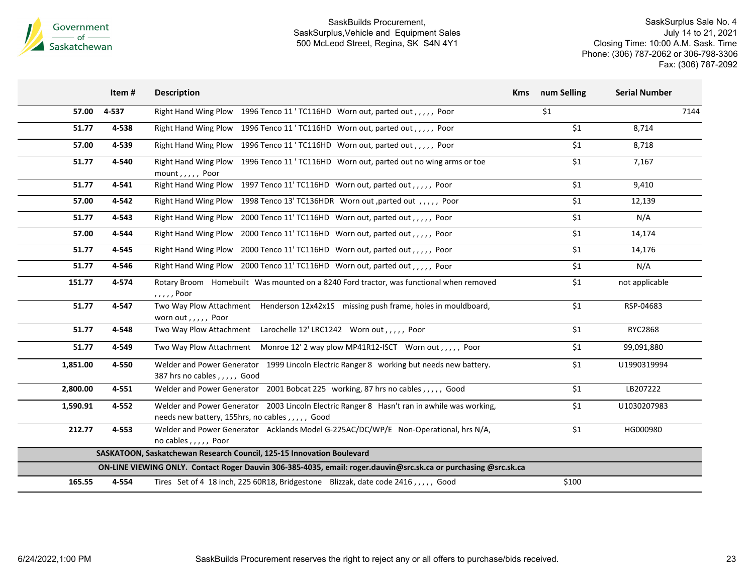| | Item # | Description | Kms | num Selling | Serial Number |
|---|---|---|---|---|---|
| 57.00 | 4-537 | Right Hand Wing Plow 1996 Tenco 11 ' TC116HD Worn out, parted out , , , , , Poor | | $1 | 7144 |
| 51.77 | 4-538 | Right Hand Wing Plow 1996 Tenco 11 ' TC116HD Worn out, parted out , , , , , Poor | | $1 | 8,714 |
| 57.00 | 4-539 | Right Hand Wing Plow 1996 Tenco 11 ' TC116HD Worn out, parted out , , , , , Poor | | $1 | 8,718 |
| 51.77 | 4-540 | Right Hand Wing Plow 1996 Tenco 11 ' TC116HD Worn out, parted out no wing arms or toe mount , , , , , Poor | | $1 | 7,167 |
| 51.77 | 4-541 | Right Hand Wing Plow 1997 Tenco 11' TC116HD Worn out, parted out , , , , , Poor | | $1 | 9,410 |
| 57.00 | 4-542 | Right Hand Wing Plow 1998 Tenco 13' TC136HDR Worn out ,parted out , , , , , Poor | | $1 | 12,139 |
| 51.77 | 4-543 | Right Hand Wing Plow 2000 Tenco 11' TC116HD Worn out, parted out , , , , , Poor | | $1 | N/A |
| 57.00 | 4-544 | Right Hand Wing Plow 2000 Tenco 11' TC116HD Worn out, parted out , , , , , Poor | | $1 | 14,174 |
| 51.77 | 4-545 | Right Hand Wing Plow 2000 Tenco 11' TC116HD Worn out, parted out , , , , , Poor | | $1 | 14,176 |
| 51.77 | 4-546 | Right Hand Wing Plow 2000 Tenco 11' TC116HD Worn out, parted out , , , , , Poor | | $1 | N/A |
| 151.77 | 4-574 | Rotary Broom Homebuilt Was mounted on a 8240 Ford tractor, was functional when removed , , , , , Poor | | $1 | not applicable |
| 51.77 | 4-547 | Two Way Plow Attachment Henderson 12x42x1S missing push frame, holes in mouldboard, worn out , , , , , Poor | | $1 | RSP-04683 |
| 51.77 | 4-548 | Two Way Plow Attachment Larochelle 12' LRC1242 Worn out , , , , , Poor | | $1 | RYC2868 |
| 51.77 | 4-549 | Two Way Plow Attachment Monroe 12' 2 way plow MP41R12-ISCT Worn out , , , , , Poor | | $1 | 99,091,880 |
| 1,851.00 | 4-550 | Welder and Power Generator 1999 Lincoln Electric Ranger 8 working but needs new battery. 387 hrs no cables , , , , , Good | | $1 | U1990319994 |
| 2,800.00 | 4-551 | Welder and Power Generator 2001 Bobcat 225 working, 87 hrs no cables , , , , , Good | | $1 | LB207222 |
| 1,590.91 | 4-552 | Welder and Power Generator 2003 Lincoln Electric Ranger 8 Hasn't ran in awhile was working, needs new battery, 155hrs, no cables , , , , , Good | | $1 | U1030207983 |
| 212.77 | 4-553 | Welder and Power Generator Acklands Model G-225AC/DC/WP/E Non-Operational, hrs N/A, no cables , , , , , Poor | | $1 | HG000980 |
| | **SASKATOON, Saskatchewan Research Council, 125-15 Innovation Boulevard** | | | | |
| | **ON-LINE VIEWING ONLY. Contact Roger Dauvin 306-385-4035, email: roger.dauvin@src.sk.ca or purchasing @src.sk.ca** | | | | |
| 165.55 | 4-554 | Tires Set of 4 18 inch, 225 60R18, Bridgestone Blizzak, date code 2416 , , , , , Good | | $100 | |

SaskBuilds Procurement reserves the right to reject any or all offers to purchase/bids received.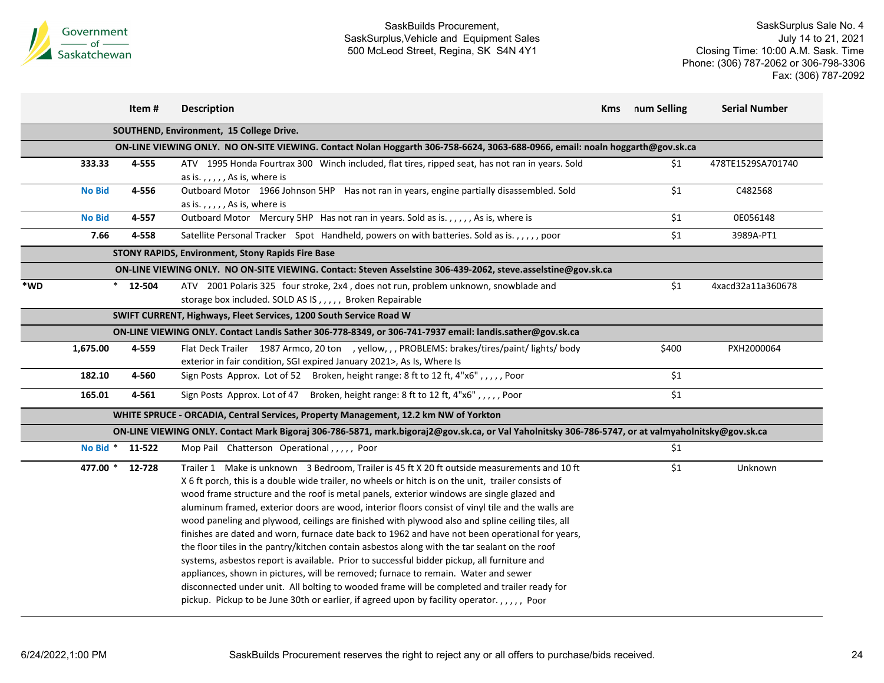SaskBuilds Procurement, SaskSurplus,Vehicle and Equipment Sales
500 McLeod Street, Regina, SK S4N 4Y1

SaskSurplus Sale No. 4
July 14 to 21, 2021
Closing Time: 10:00 A.M. Sask. Time
Phone: (306) 787-2062 or 306-798-3306
Fax: (306) 787-2092

| | | Item # | Description | Kms | num Selling | Serial Number |
|---|---|---|---|---|---|---|
| | | **SOUTHEND, Environment, 15 College Drive.** | | | | |
| | | **ON-LINE VIEWING ONLY. NO ON-SITE VIEWING. Contact Nolan Hoggarth 306-758-6624, 3063-688-0966, email: noaln hoggarth@gov.sk.ca** | | | | |
| | 333.33 | 4-555 | ATV 1995 Honda Fourtrax 300 Winch included, flat tires, ripped seat, has not ran in years. Sold as is. , , , , , As is, where is | | $1 | 478TE1529SA701740 |
| | No Bid | 4-556 | Outboard Motor 1966 Johnson 5HP Has not ran in years, engine partially disassembled. Sold as is. , , , , , As is, where is | | $1 | C482568 |
| | No Bid | 4-557 | Outboard Motor Mercury 5HP Has not ran in years. Sold as is. , , , , , As is, where is | | $1 | 0E056148 |
| | 7.66 | 4-558 | Satellite Personal Tracker Spot Handheld, powers on with batteries. Sold as is. , , , , , poor | | $1 | 3989A-PT1 |
| | | **STONY RAPIDS, Environment, Stony Rapids Fire Base** | | | | |
| | | **ON-LINE VIEWING ONLY. NO ON-SITE VIEWING. Contact: Steven Asselstine 306-439-2062, steve.asselstine@gov.sk.ca** | | | | |
| *WD | * | 12-504 | ATV 2001 Polaris 325 four stroke, 2x4 , does not run, problem unknown, snowblade and storage box included. SOLD AS IS , , , , , Broken Repairable | | $1 | 4xacd32a11a360678 |
| | | **SWIFT CURRENT, Highways, Fleet Services, 1200 South Service Road W** | | | | |
| | | **ON-LINE VIEWING ONLY. Contact Landis Sather 306-778-8349, or 306-741-7937 email: landis.sather@gov.sk.ca** | | | | |
| | 1,675.00 | 4-559 | Flat Deck Trailer 1987 Armco, 20 ton , yellow, , , PROBLEMS: brakes/tires/paint/ lights/ body exterior in fair condition, SGI expired January 2021>, As Is, Where Is | | $400 | PXH2000064 |
| | 182.10 | 4-560 | Sign Posts Approx. Lot of 52 Broken, height range: 8 ft to 12 ft, 4"x6" , , , , , Poor | | $1 | |
| | 165.01 | 4-561 | Sign Posts Approx. Lot of 47 Broken, height range: 8 ft to 12 ft, 4"x6" , , , , , Poor | | $1 | |
| | | **WHITE SPRUCE - ORCADIA, Central Services, Property Management, 12.2 km NW of Yorkton** | | | | |
| | | **ON-LINE VIEWING ONLY. Contact Mark Bigoraj 306-786-5871, mark.bigoraj2@gov.sk.ca, or Val Yaholnitsky 306-786-5747, or at valmyaholnitsky@gov.sk.ca** | | | | |
| | No Bid * | 11-522 | Mop Pail Chatterson Operational , , , , , Poor | | $1 | |
| | 477.00 * | 12-728 | Trailer 1 Make is unknown 3 Bedroom, Trailer is 45 ft X 20 ft outside measurements and 10 ft X 6 ft porch, this is a double wide trailer, no wheels or hitch is on the unit, trailer consists of wood frame structure and the roof is metal panels, exterior windows are single glazed and aluminum framed, exterior doors are wood, interior floors consist of vinyl tile and the walls are wood paneling and plywood, ceilings are finished with plywood also and spline ceiling tiles, all finishes are dated and worn, furnace date back to 1962 and have not been operational for years, the floor tiles in the pantry/kitchen contain asbestos along with the tar sealant on the roof systems, asbestos report is available. Prior to successful bidder pickup, all furniture and appliances, shown in pictures, will be removed; furnace to remain. Water and sewer disconnected under unit. All bolting to wooded frame will be completed and trailer ready for pickup. Pickup to be June 30th or earlier, if agreed upon by facility operator. , , , , , Poor | | $1 | Unknown |

6/24/2022,1:00 PM

SaskBuilds Procurement reserves the right to reject any or all offers to purchase/bids received.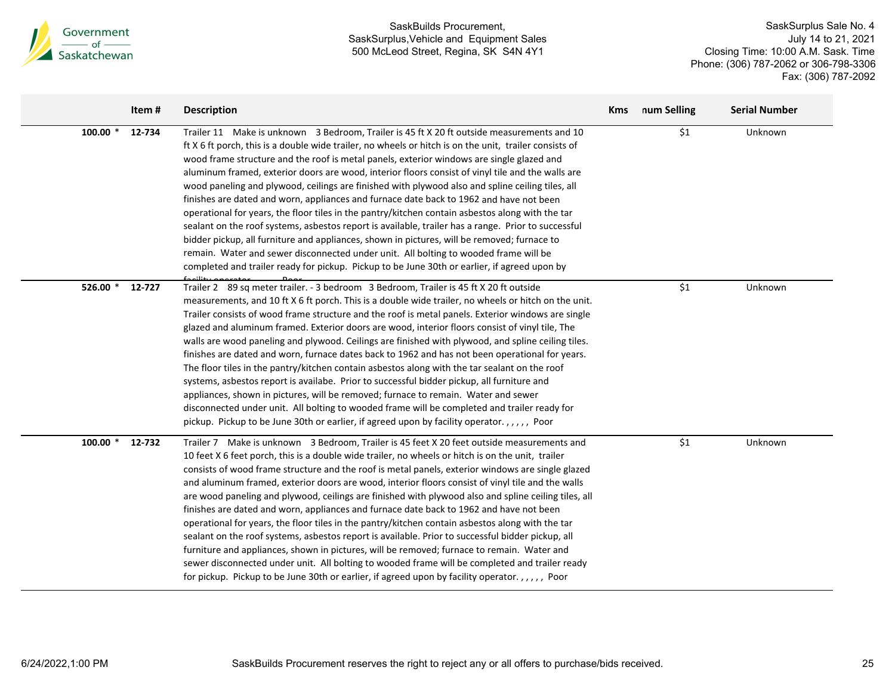| | Item # | Description | Kms | num Selling | Serial Number |
|---|---|---|---|---|---|
| 100.00 * | 12-734 | Trailer 11 Make is unknown 3 Bedroom, Trailer is 45 ft X 20 ft outside measurements and 10 ft X 6 ft porch, this is a double wide trailer, no wheels or hitch is on the unit, trailer consists of wood frame structure and the roof is metal panels, exterior windows are single glazed and aluminum framed, exterior doors are wood, interior floors consist of vinyl tile and the walls are wood paneling and plywood, ceilings are finished with plywood also and spline ceiling tiles, all finishes are dated and worn, appliances and furnace date back to 1962 and have not been operational for years, the floor tiles in the pantry/kitchen contain asbestos along with the tar sealant on the roof systems, asbestos report is available, trailer has a range. Prior to successful bidder pickup, all furniture and appliances, shown in pictures, will be removed; furnace to remain. Water and sewer disconnected under unit. All bolting to wooded frame will be completed and trailer ready for pickup. Pickup to be June 30th or earlier, if agreed upon by facility operator. Poor | | $1 | Unknown |
| 526.00 * | 12-727 | Trailer 2 89 sq meter trailer. - 3 bedroom 3 Bedroom, Trailer is 45 ft X 20 ft outside measurements, and 10 ft X 6 ft porch. This is a double wide trailer, no wheels or hitch on the unit. Trailer consists of wood frame structure and the roof is metal panels. Exterior windows are single glazed and aluminum framed. Exterior doors are wood, interior floors consist of vinyl tile, The walls are wood paneling and plywood. Ceilings are finished with plywood, and spline ceiling tiles. finishes are dated and worn, furnace dates back to 1962 and has not been operational for years. The floor tiles in the pantry/kitchen contain asbestos along with the tar sealant on the roof systems, asbestos report is availabe. Prior to successful bidder pickup, all furniture and appliances, shown in pictures, will be removed; furnace to remain. Water and sewer disconnected under unit. All bolting to wooded frame will be completed and trailer ready for pickup. Pickup to be June 30th or earlier, if agreed upon by facility operator. , , , , , Poor | | $1 | Unknown |
| 100.00 * | 12-732 | Trailer 7 Make is unknown 3 Bedroom, Trailer is 45 feet X 20 feet outside measurements and 10 feet X 6 feet porch, this is a double wide trailer, no wheels or hitch is on the unit, trailer consists of wood frame structure and the roof is metal panels, exterior windows are single glazed and aluminum framed, exterior doors are wood, interior floors consist of vinyl tile and the walls are wood paneling and plywood, ceilings are finished with plywood also and spline ceiling tiles, all finishes are dated and worn, appliances and furnace date back to 1962 and have not been operational for years, the floor tiles in the pantry/kitchen contain asbestos along with the tar sealant on the roof systems, asbestos report is available. Prior to successful bidder pickup, all furniture and appliances, shown in pictures, will be removed; furnace to remain. Water and sewer disconnected under unit. All bolting to wooded frame will be completed and trailer ready for pickup. Pickup to be June 30th or earlier, if agreed upon by facility operator. , , , , , Poor | | $1 | Unknown |

SaskBuilds Procurement reserves the right to reject any or all offers to purchase/bids received.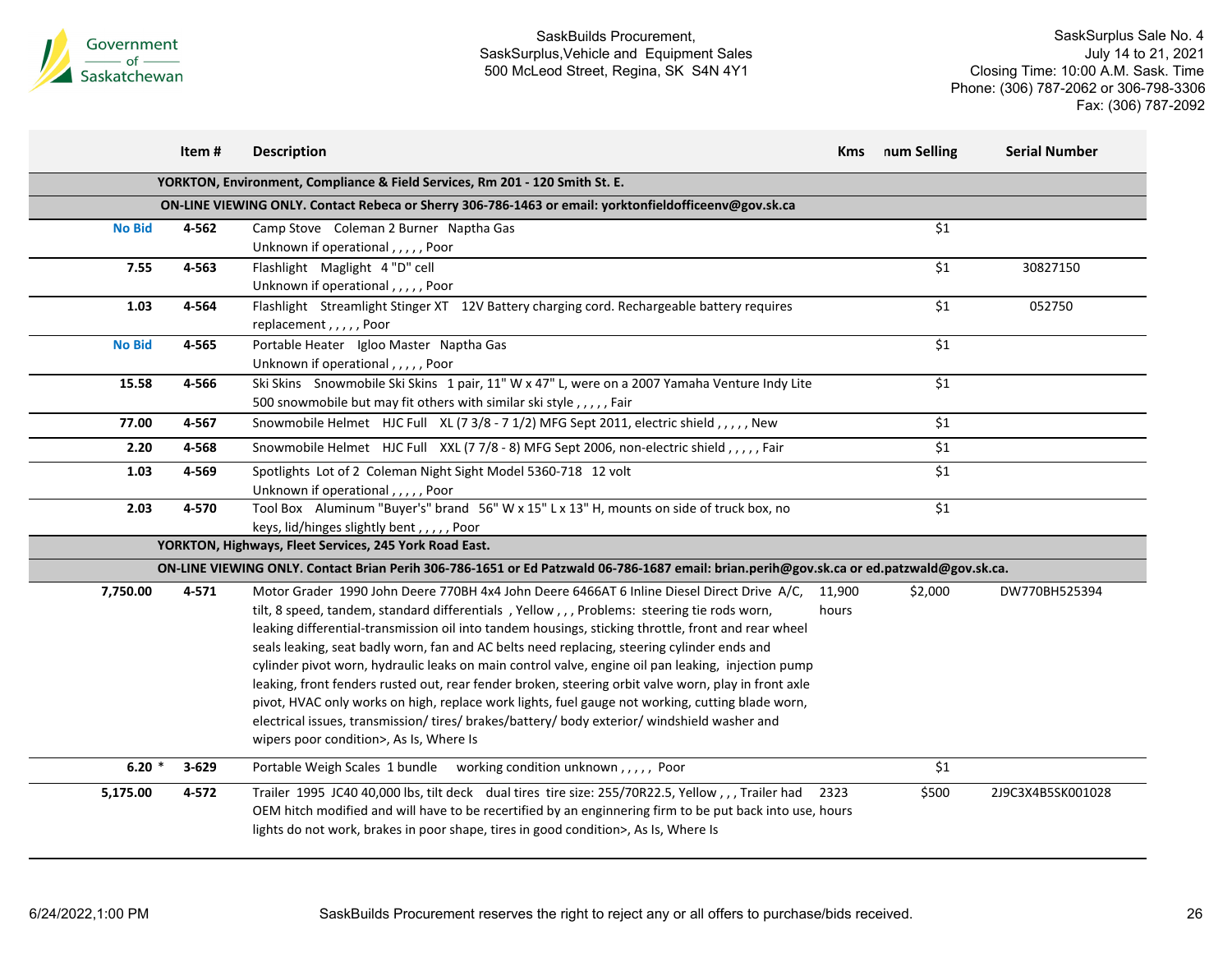| | Item # | Description | Kms | num Selling | Serial Number |
|---|---|---|---|---|---|
| | | **YORKTON, Environment, Compliance & Field Services, Rm 201 - 120 Smith St. E.** | | | |
| | | **ON-LINE VIEWING ONLY. Contact Rebeca or Sherry 306-786-1463 or email: yorktonfieldofficeenv@gov.sk.ca** | | | |
| No Bid | 4-562 | Camp Stove Coleman 2 Burner Naptha Gas Unknown if operational , , , , , Poor | | $1 | |
| 7.55 | 4-563 | Flashlight Maglight 4 "D" cell Unknown if operational , , , , , Poor | | $1 | 30827150 |
| 1.03 | 4-564 | Flashlight Streamlight Stinger XT 12V Battery charging cord. Rechargeable battery requires replacement , , , , , Poor | | $1 | 052750 |
| No Bid | 4-565 | Portable Heater Igloo Master Naptha Gas Unknown if operational , , , , , Poor | | $1 | |
| 15.58 | 4-566 | Ski Skins Snowmobile Ski Skins 1 pair, 11" W x 47" L, were on a 2007 Yamaha Venture Indy Lite 500 snowmobile but may fit others with similar ski style , , , , , Fair | | $1 | |
| 77.00 | 4-567 | Snowmobile Helmet HJC Full XL (7 3/8 - 7 1/2) MFG Sept 2011, electric shield , , , , , New | | $1 | |
| 2.20 | 4-568 | Snowmobile Helmet HJC Full XXL (7 7/8 - 8) MFG Sept 2006, non-electric shield , , , , , Fair | | $1 | |
| 1.03 | 4-569 | Spotlights Lot of 2 Coleman Night Sight Model 5360-718 12 volt Unknown if operational , , , , , Poor | | $1 | |
| 2.03 | 4-570 | Tool Box Aluminum "Buyer's" brand 56" W x 15" L x 13" H, mounts on side of truck box, no keys, lid/hinges slightly bent , , , , , Poor | | $1 | |
| | | **YORKTON, Highways, Fleet Services, 245 York Road East.** | | | |
| | | **ON-LINE VIEWING ONLY. Contact Brian Perih 306-786-1651 or Ed Patzwald 06-786-1687 email: brian.perih@gov.sk.ca or ed.patzwald@gov.sk.ca.** | | | |
| 7,750.00 | 4-571 | Motor Grader 1990 John Deere 770BH 4x4 John Deere 6466AT 6 Inline Diesel Direct Drive A/C, tilt, 8 speed, tandem, standard differentials , Yellow , , , Problems: steering tie rods worn, leaking differential-transmission oil into tandem housings, sticking throttle, front and rear wheel seals leaking, seat badly worn, fan and AC belts need replacing, steering cylinder ends and cylinder pivot worn, hydraulic leaks on main control valve, engine oil pan leaking, injection pump leaking, front fenders rusted out, rear fender broken, steering orbit valve worn, play in front axle pivot, HVAC only works on high, replace work lights, fuel gauge not working, cutting blade worn, electrical issues, transmission/ tires/ brakes/battery/ body exterior/ windshield washer and wipers poor condition>, As Is, Where Is | 11,900 hours | $2,000 | DW770BH525394 |
| 6.20 * | 3-629 | Portable Weigh Scales 1 bundle working condition unknown , , , , , Poor | | $1 | |
| 5,175.00 | 4-572 | Trailer 1995 JC40 40,000 lbs, tilt deck dual tires tire size: 255/70R22.5, Yellow , , , Trailer had OEM hitch modified and will have to be recertified by an enginnering firm to be put back into use, lights do not work, brakes in poor shape, tires in good condition>, As Is, Where Is | 2323 hours | $500 | 2J9C3X4B5SK001028 |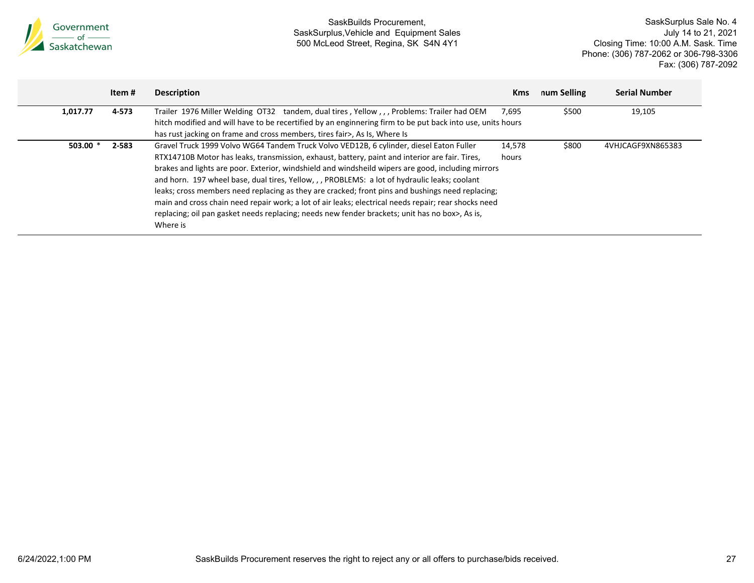| | Item # | Description | Kms | num Selling | Serial Number |
|---|---|---|---|---|---|
| 1,017.77 | 4-573 | Trailer 1976 Miller Welding OT32 tandem, dual tires , Yellow , , , Problems: Trailer had OEM hitch modified and will have to be recertified by an enginnering firm to be put back into use, units has rust jacking on frame and cross members, tires fair>, As Is, Where Is | 7,695 hours | $500 | 19,105 |
| 503.00 * | 2-583 | Gravel Truck 1999 Volvo WG64 Tandem Truck Volvo VED12B, 6 cylinder, diesel Eaton Fuller RTX14710B Motor has leaks, transmission, exhaust, battery, paint and interior are fair. Tires, brakes and lights are poor. Exterior, windshield and windsheild wipers are good, including mirrors and horn. 197 wheel base, dual tires, Yellow, , , PROBLEMS: a lot of hydraulic leaks; coolant leaks; cross members need replacing as they are cracked; front pins and bushings need replacing; main and cross chain need repair work; a lot of air leaks; electrical needs repair; rear shocks need replacing; oil pan gasket needs replacing; needs new fender brackets; unit has no box>, As is, Where is | 14,578 hours | $800 | 4VHJCAGF9XN865383 |

SaskBuilds Procurement reserves the right to reject any or all offers to purchase/bids received.